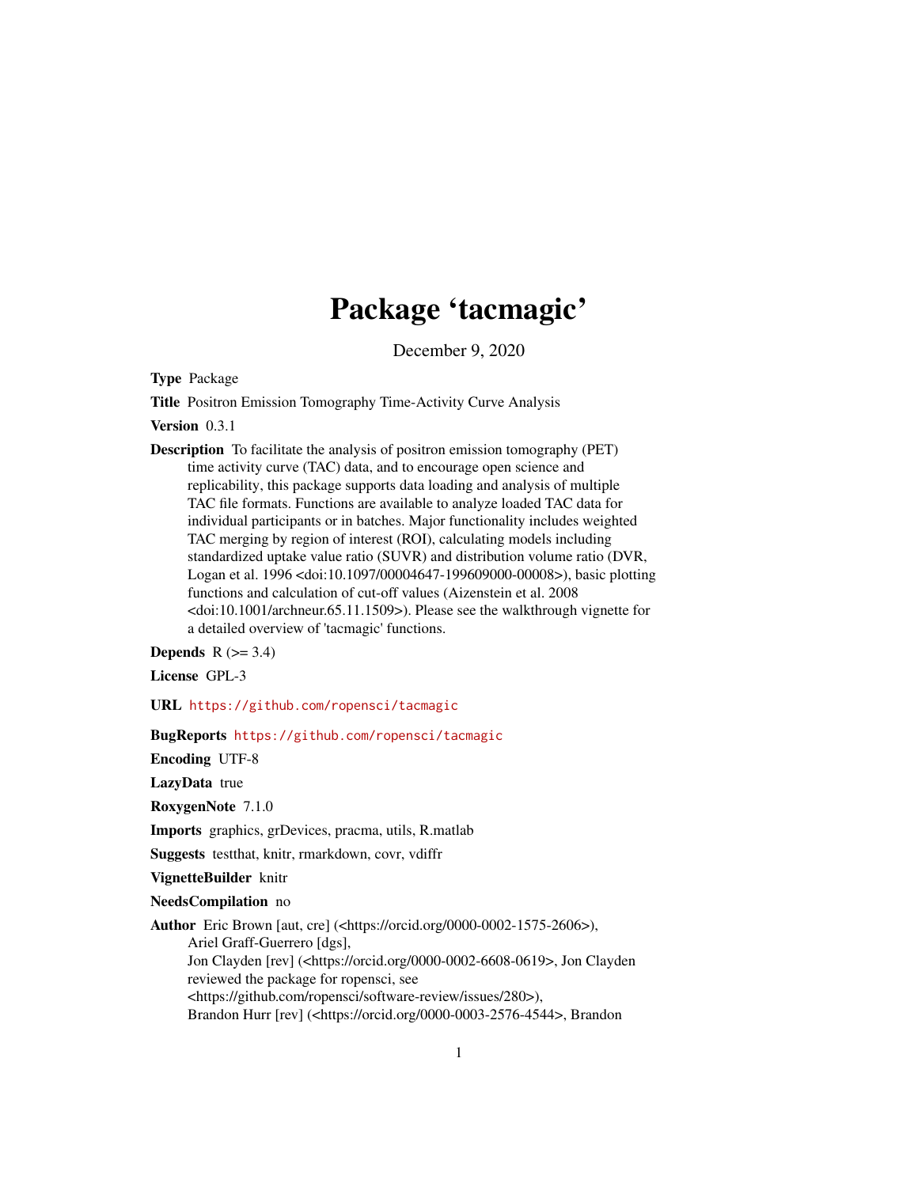# Package 'tacmagic'

December 9, 2020

**Type** Package

**Title** Positron Emission Tomography Time-Activity Curve Analysis

**Version** 0.3.1

**Description** To facilitate the analysis of positron emission tomography (PET) time activity curve (TAC) data, and to encourage open science and replicability, this package supports data loading and analysis of multiple TAC file formats. Functions are available to analyze loaded TAC data for individual participants or in batches. Major functionality includes weighted TAC merging by region of interest (ROI), calculating models including standardized uptake value ratio (SUVR) and distribution volume ratio (DVR, Logan et al. 1996 <doi:10.1097/00004647-199609000-00008>), basic plotting functions and calculation of cut-off values (Aizenstein et al. 2008 <doi:10.1001/archneur.65.11.1509>). Please see the walkthrough vignette for a detailed overview of 'tacmagic' functions.

**Depends** R (>= 3.4)

**License** GPL-3

**URL** https://github.com/ropensci/tacmagic

**BugReports** https://github.com/ropensci/tacmagic

**Encoding** UTF-8

**LazyData** true

**RoxygenNote** 7.1.0

**Imports** graphics, grDevices, pracma, utils, R.matlab

**Suggests** testthat, knitr, rmarkdown, covr, vdiffr

**VignetteBuilder** knitr

**NeedsCompilation** no

**Author** Eric Brown [aut, cre] (<https://orcid.org/0000-0002-1575-2606>), Ariel Graff-Guerrero [dgs], Jon Clayden [rev] (<https://orcid.org/0000-0002-6608-0619>, Jon Clayden reviewed the package for ropensci, see <https://github.com/ropensci/software-review/issues/280>), Brandon Hurr [rev] (<https://orcid.org/0000-0003-2576-4544>, Brandon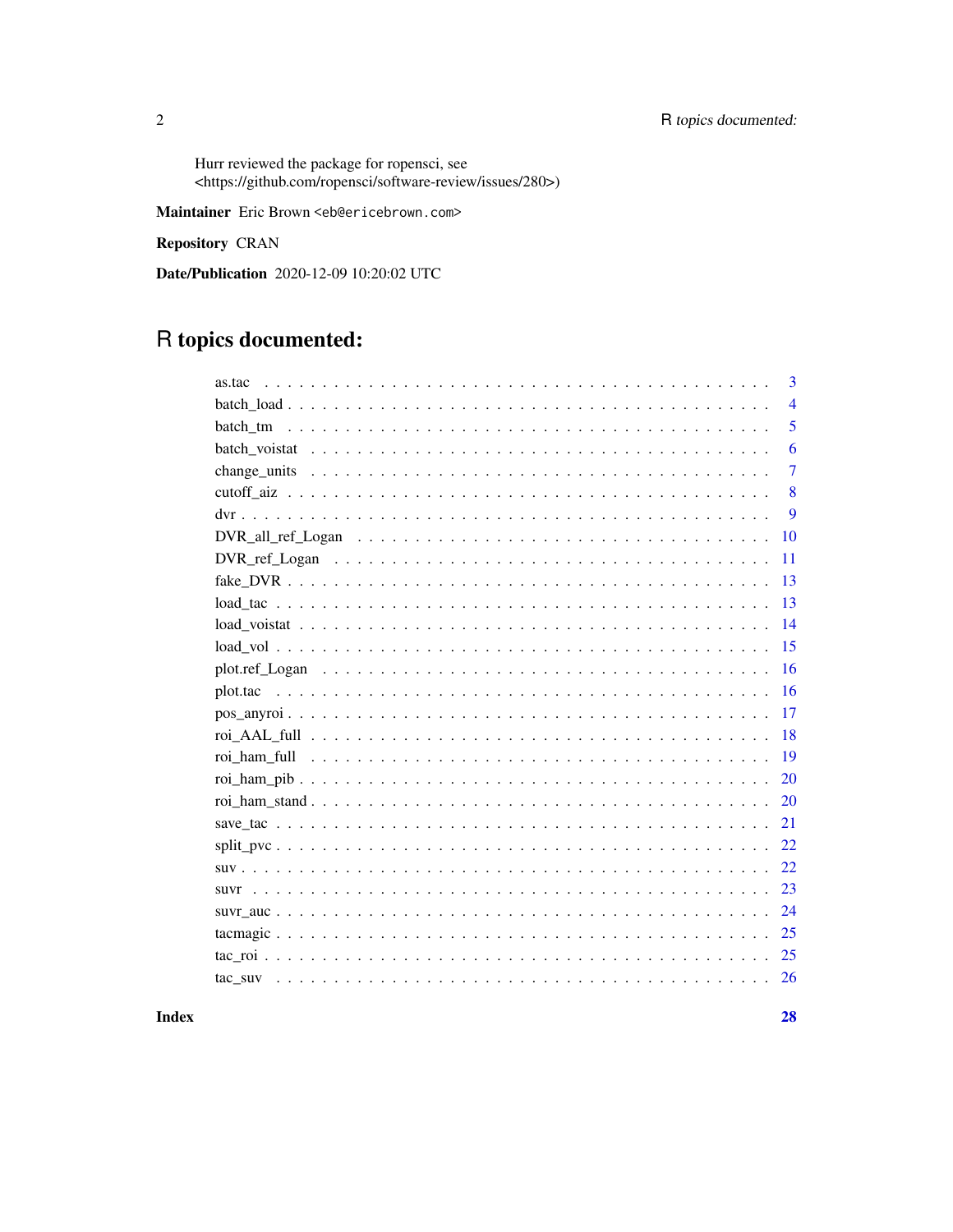Hurr reviewed the package for ropensci, see <https://github.com/ropensci/software-review/issues/280>)

**Maintainer** Eric Brown <eb@ericebrown.com>

**Repository** CRAN

**Date/Publication** 2020-12-09 10:20:02 UTC

# R topics documented:

| | |
|---|---|
| as.tac | 3 |
| batch_load | 4 |
| batch_tm | 5 |
| batch_voistat | 6 |
| change_units | 7 |
| cutoff_aiz | 8 |
| dvr | 9 |
| DVR_all_ref_Logan | 10 |
| DVR_ref_Logan | 11 |
| fake_DVR | 13 |
| load_tac | 13 |
| load_voistat | 14 |
| load_vol | 15 |
| plot.ref_Logan | 16 |
| plot.tac | 16 |
| pos_anyroi | 17 |
| roi_AAL_full | 18 |
| roi_ham_full | 19 |
| roi_ham_pib | 20 |
| roi_ham_stand | 20 |
| save_tac | 21 |
| split_pvc | 22 |
| suv | 22 |
| suvr | 23 |
| suvr_auc | 24 |
| tacmagic | 25 |
| tac_roi | 25 |
| tac_suv | 26 |
| **Index** | **28** |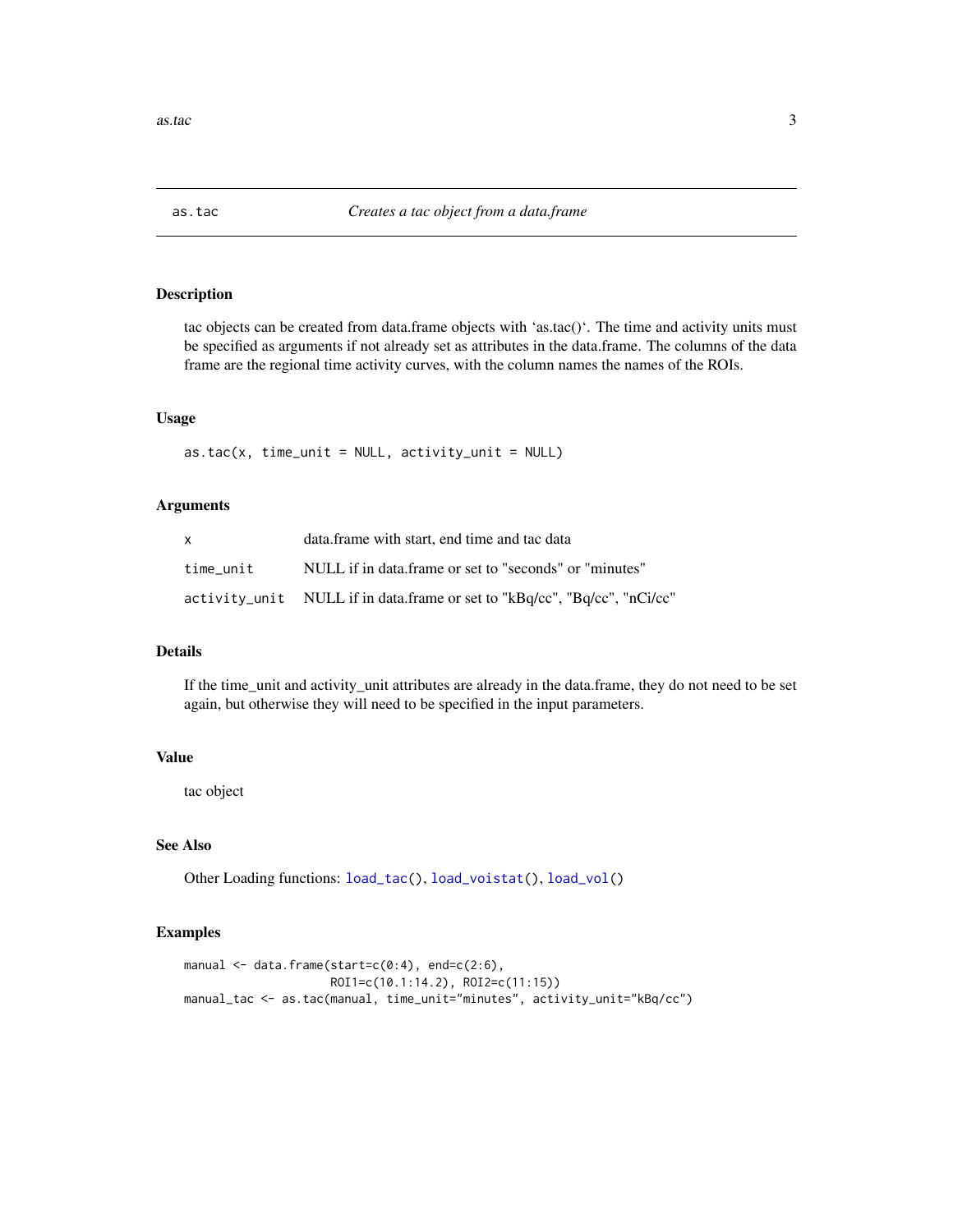as.tac — *Creates a tac object from a data.frame*

## Description

tac objects can be created from data.frame objects with 'as.tac()'. The time and activity units must be specified as arguments if not already set as attributes in the data.frame. The columns of the data frame are the regional time activity curves, with the column names the names of the ROIs.

## Usage

```
as.tac(x, time_unit = NULL, activity_unit = NULL)
```

## Arguments

| | |
|---|---|
| x | data.frame with start, end time and tac data |
| time_unit | NULL if in data.frame or set to "seconds" or "minutes" |
| activity_unit | NULL if in data.frame or set to "kBq/cc", "Bq/cc", "nCi/cc" |

## Details

If the time_unit and activity_unit attributes are already in the data.frame, they do not need to be set again, but otherwise they will need to be specified in the input parameters.

## Value

tac object

## See Also

Other Loading functions: load_tac(), load_voistat(), load_vol()

## Examples

```
manual <- data.frame(start=c(0:4), end=c(2:6),
                     ROI1=c(10.1:14.2), ROI2=c(11:15))
manual_tac <- as.tac(manual, time_unit="minutes", activity_unit="kBq/cc")
```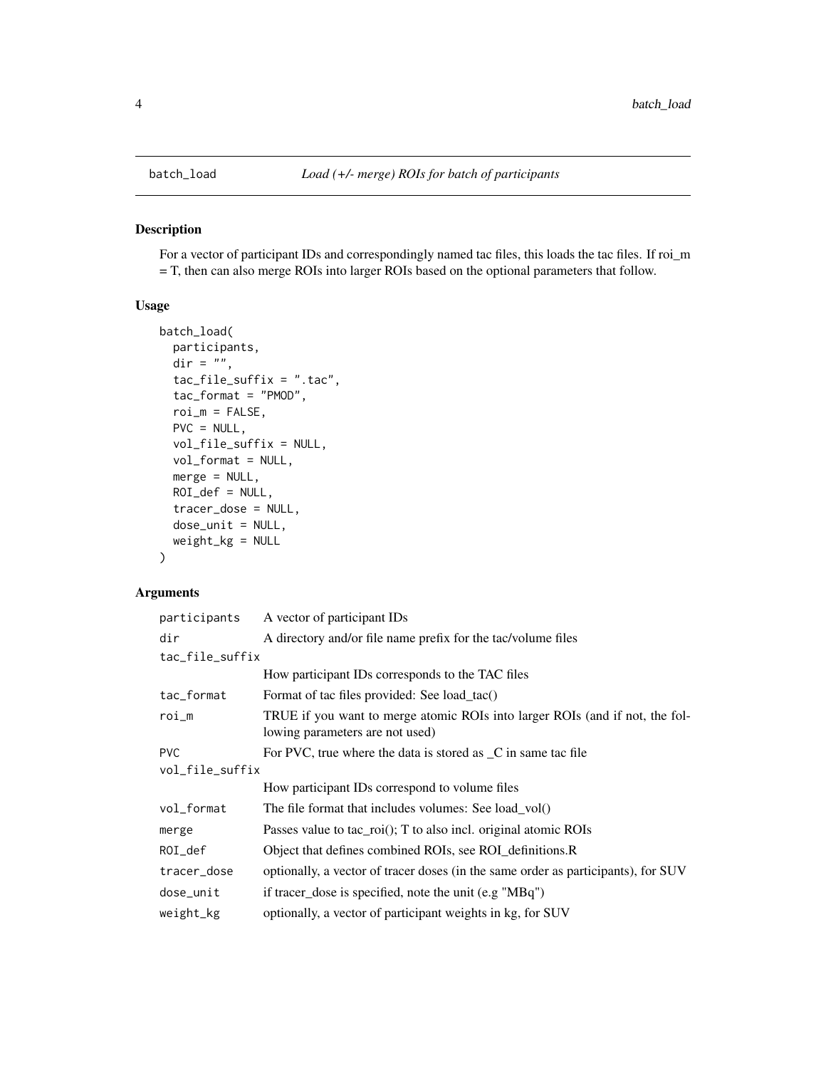## batch_load *Load (+/- merge) ROIs for batch of participants*

### Description

For a vector of participant IDs and correspondingly named tac files, this loads the tac files. If roi_m = T, then can also merge ROIs into larger ROIs based on the optional parameters that follow.

### Usage

```
batch_load(
  participants,
  dir = "",
  tac_file_suffix = ".tac",
  tac_format = "PMOD",
  roi_m = FALSE,
  PVC = NULL,
  vol_file_suffix = NULL,
  vol_format = NULL,
  merge = NULL,
  ROI_def = NULL,
  tracer_dose = NULL,
  dose_unit = NULL,
  weight_kg = NULL
)
```

### Arguments

| | |
|---|---|
| participants | A vector of participant IDs |
| dir | A directory and/or file name prefix for the tac/volume files |
| tac_file_suffix | How participant IDs corresponds to the TAC files |
| tac_format | Format of tac files provided: See load_tac() |
| roi_m | TRUE if you want to merge atomic ROIs into larger ROIs (and if not, the following parameters are not used) |
| PVC | For PVC, true where the data is stored as _C in same tac file |
| vol_file_suffix | How participant IDs correspond to volume files |
| vol_format | The file format that includes volumes: See load_vol() |
| merge | Passes value to tac_roi(); T to also incl. original atomic ROIs |
| ROI_def | Object that defines combined ROIs, see ROI_definitions.R |
| tracer_dose | optionally, a vector of tracer doses (in the same order as participants), for SUV |
| dose_unit | if tracer_dose is specified, note the unit (e.g "MBq") |
| weight_kg | optionally, a vector of participant weights in kg, for SUV |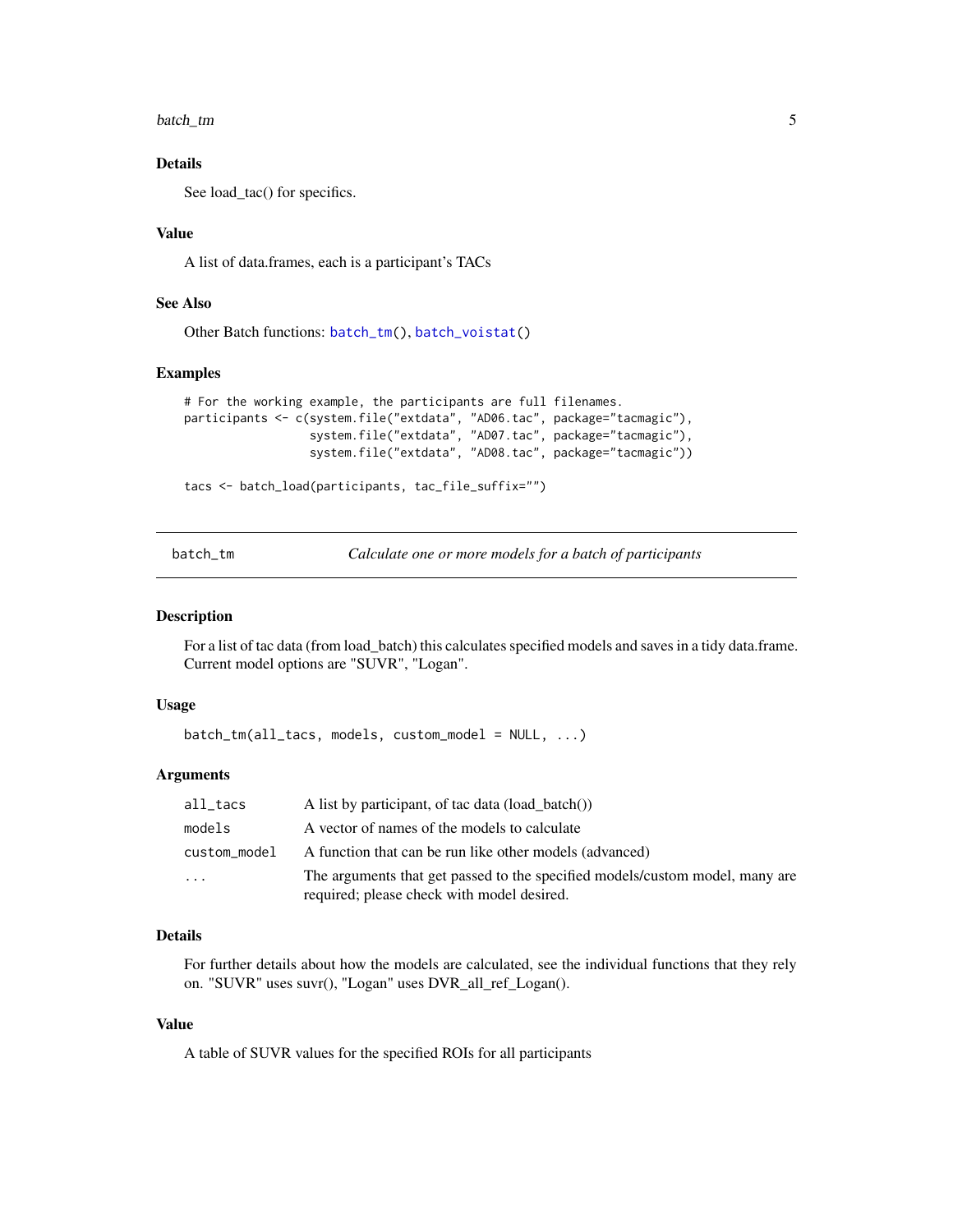### Details

See load_tac() for specifics.

### Value

A list of data.frames, each is a participant's TACs

### See Also

Other Batch functions: batch_tm(), batch_voistat()

### Examples

```
# For the working example, the participants are full filenames.
participants <- c(system.file("extdata", "AD06.tac", package="tacmagic"),
                  system.file("extdata", "AD07.tac", package="tacmagic"),
                  system.file("extdata", "AD08.tac", package="tacmagic"))

tacs <- batch_load(participants, tac_file_suffix="")
```

---

## batch_tm — *Calculate one or more models for a batch of participants*

### Description

For a list of tac data (from load_batch) this calculates specified models and saves in a tidy data.frame. Current model options are "SUVR", "Logan".

### Usage

```
batch_tm(all_tacs, models, custom_model = NULL, ...)
```

### Arguments

| | |
|---|---|
| all_tacs | A list by participant, of tac data (load_batch()) |
| models | A vector of names of the models to calculate |
| custom_model | A function that can be run like other models (advanced) |
| ... | The arguments that get passed to the specified models/custom model, many are required; please check with model desired. |

### Details

For further details about how the models are calculated, see the individual functions that they rely on. "SUVR" uses suvr(), "Logan" uses DVR_all_ref_Logan().

### Value

A table of SUVR values for the specified ROIs for all participants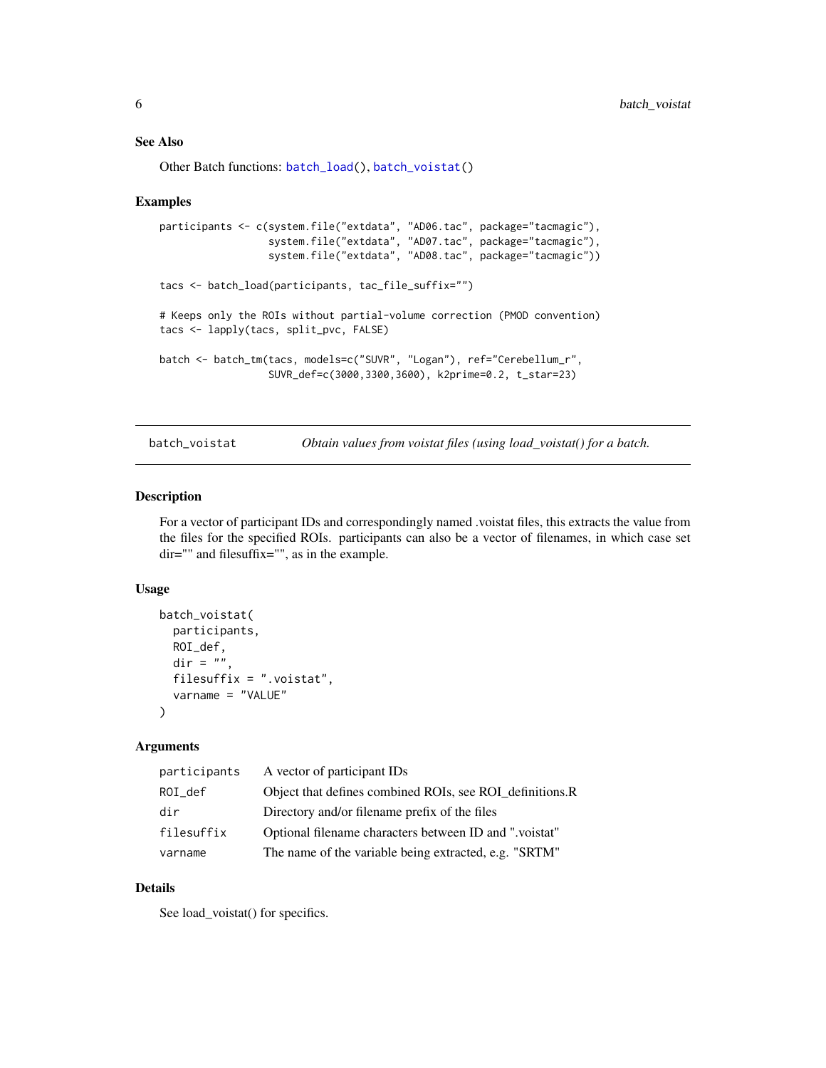## See Also

Other Batch functions: `batch_load()`, `batch_voistat()`

## Examples

```
participants <- c(system.file("extdata", "AD06.tac", package="tacmagic"),
                  system.file("extdata", "AD07.tac", package="tacmagic"),
                  system.file("extdata", "AD08.tac", package="tacmagic"))

tacs <- batch_load(participants, tac_file_suffix="")

# Keeps only the ROIs without partial-volume correction (PMOD convention)
tacs <- lapply(tacs, split_pvc, FALSE)

batch <- batch_tm(tacs, models=c("SUVR", "Logan"), ref="Cerebellum_r",
                  SUVR_def=c(3000,3300,3600), k2prime=0.2, t_star=23)
```

---

# batch_voistat — *Obtain values from voistat files (using load_voistat() for a batch.*

## Description

For a vector of participant IDs and correspondingly named .voistat files, this extracts the value from the files for the specified ROIs. participants can also be a vector of filenames, in which case set dir="" and filesuffix="", as in the example.

## Usage

```
batch_voistat(
  participants,
  ROI_def,
  dir = "",
  filesuffix = ".voistat",
  varname = "VALUE"
)
```

## Arguments

| | |
|---|---|
| participants | A vector of participant IDs |
| ROI_def | Object that defines combined ROIs, see ROI_definitions.R |
| dir | Directory and/or filename prefix of the files |
| filesuffix | Optional filename characters between ID and ".voistat" |
| varname | The name of the variable being extracted, e.g. "SRTM" |

## Details

See load_voistat() for specifics.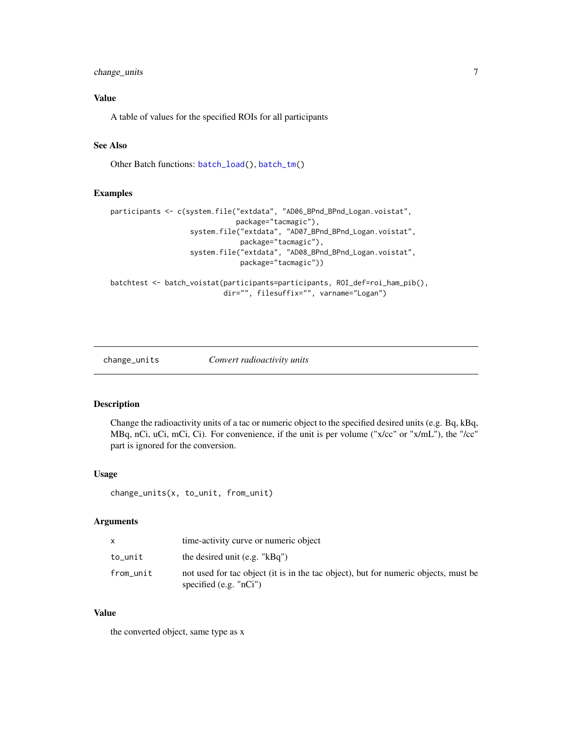### Value

A table of values for the specified ROIs for all participants

### See Also

Other Batch functions: batch_load(), batch_tm()

### Examples

```
participants <- c(system.file("extdata", "AD06_BPnd_BPnd_Logan.voistat",
                              package="tacmagic"),
                  system.file("extdata", "AD07_BPnd_BPnd_Logan.voistat",
                               package="tacmagic"),
                  system.file("extdata", "AD08_BPnd_BPnd_Logan.voistat",
                               package="tacmagic"))

batchtest <- batch_voistat(participants=participants, ROI_def=roi_ham_pib(),
                           dir="", filesuffix="", varname="Logan")
```

---

## change_units — *Convert radioactivity units*

---

### Description

Change the radioactivity units of a tac or numeric object to the specified desired units (e.g. Bq, kBq, MBq, nCi, uCi, mCi, Ci). For convenience, if the unit is per volume ("x/cc" or "x/mL"), the "/cc" part is ignored for the conversion.

### Usage

```
change_units(x, to_unit, from_unit)
```

### Arguments

| | |
|---|---|
| x | time-activity curve or numeric object |
| to_unit | the desired unit (e.g. "kBq") |
| from_unit | not used for tac object (it is in the tac object), but for numeric objects, must be specified (e.g. "nCi") |

### Value

the converted object, same type as x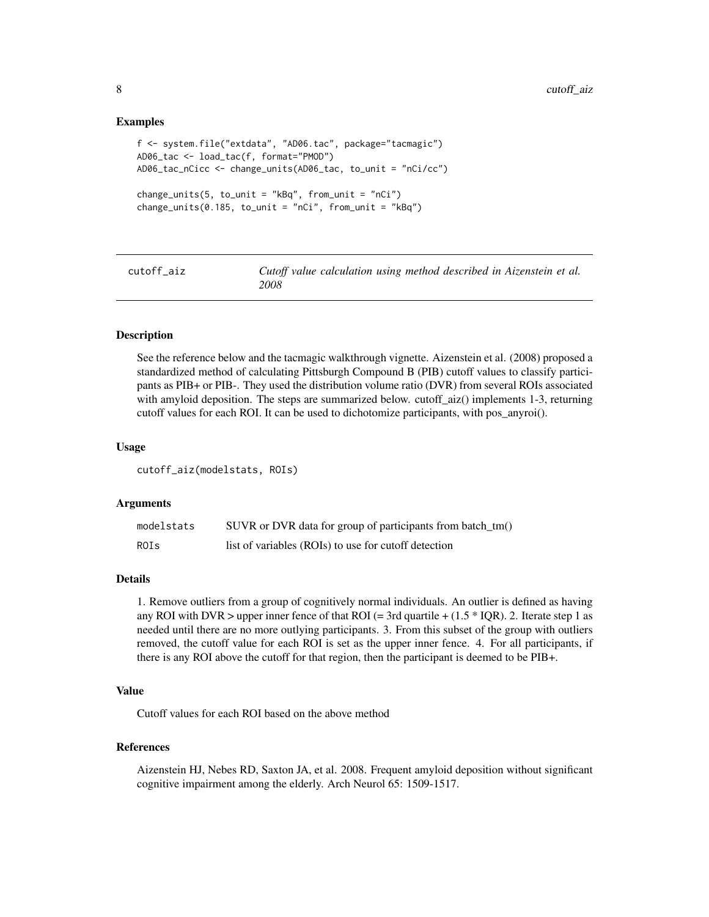## Examples

```
f <- system.file("extdata", "AD06.tac", package="tacmagic")
AD06_tac <- load_tac(f, format="PMOD")
AD06_tac_nCicc <- change_units(AD06_tac, to_unit = "nCi/cc")

change_units(5, to_unit = "kBq", from_unit = "nCi")
change_units(0.185, to_unit = "nCi", from_unit = "kBq")
```

---

# cutoff_aiz

*Cutoff value calculation using method described in Aizenstein et al. 2008*

---

### Description

See the reference below and the tacmagic walkthrough vignette. Aizenstein et al. (2008) proposed a standardized method of calculating Pittsburgh Compound B (PIB) cutoff values to classify participants as PIB+ or PIB-. They used the distribution volume ratio (DVR) from several ROIs associated with amyloid deposition. The steps are summarized below. cutoff_aiz() implements 1-3, returning cutoff values for each ROI. It can be used to dichotomize participants, with pos_anyroi().

### Usage

```
cutoff_aiz(modelstats, ROIs)
```

### Arguments

| | |
|---|---|
| modelstats | SUVR or DVR data for group of participants from batch_tm() |
| ROIs | list of variables (ROIs) to use for cutoff detection |

### Details

1. Remove outliers from a group of cognitively normal individuals. An outlier is defined as having any ROI with DVR > upper inner fence of that ROI (= 3rd quartile + (1.5 * IQR). 2. Iterate step 1 as needed until there are no more outlying participants. 3. From this subset of the group with outliers removed, the cutoff value for each ROI is set as the upper inner fence. 4. For all participants, if there is any ROI above the cutoff for that region, then the participant is deemed to be PIB+.

### Value

Cutoff values for each ROI based on the above method

### References

Aizenstein HJ, Nebes RD, Saxton JA, et al. 2008. Frequent amyloid deposition without significant cognitive impairment among the elderly. Arch Neurol 65: 1509-1517.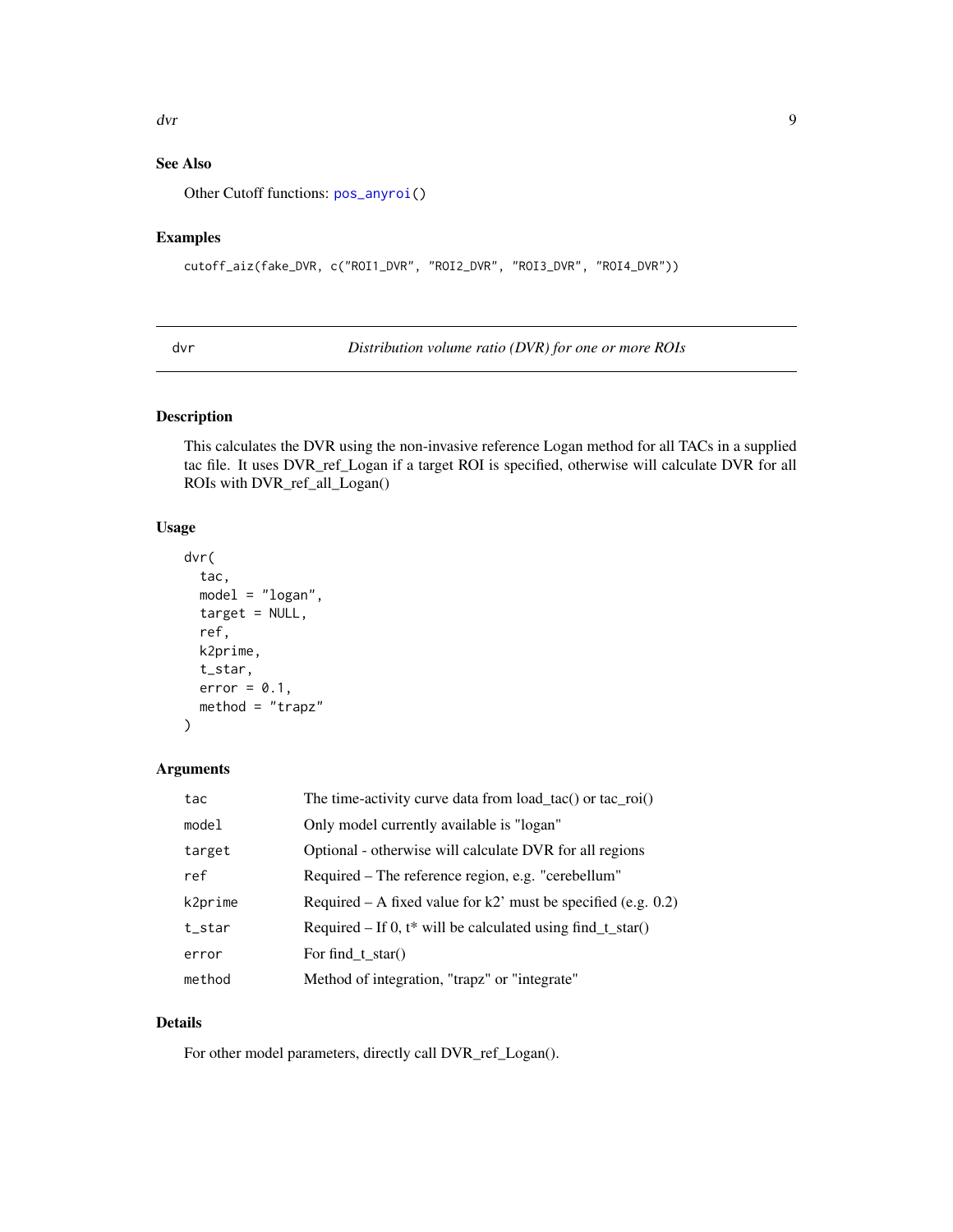## See Also

Other Cutoff functions: `pos_anyroi()`

## Examples

```
cutoff_aiz(fake_DVR, c("ROI1_DVR", "ROI2_DVR", "ROI3_DVR", "ROI4_DVR"))
```

---

# dvr — *Distribution volume ratio (DVR) for one or more ROIs*

## Description

This calculates the DVR using the non-invasive reference Logan method for all TACs in a supplied tac file. It uses DVR_ref_Logan if a target ROI is specified, otherwise will calculate DVR for all ROIs with DVR_ref_all_Logan()

## Usage

```
dvr(
  tac,
  model = "logan",
  target = NULL,
  ref,
  k2prime,
  t_star,
  error = 0.1,
  method = "trapz"
)
```

## Arguments

| | |
|---|---|
| `tac` | The time-activity curve data from load_tac() or tac_roi() |
| `model` | Only model currently available is "logan" |
| `target` | Optional - otherwise will calculate DVR for all regions |
| `ref` | Required – The reference region, e.g. "cerebellum" |
| `k2prime` | Required – A fixed value for k2' must be specified (e.g. 0.2) |
| `t_star` | Required – If 0, t* will be calculated using find_t_star() |
| `error` | For find_t_star() |
| `method` | Method of integration, "trapz" or "integrate" |

## Details

For other model parameters, directly call DVR_ref_Logan().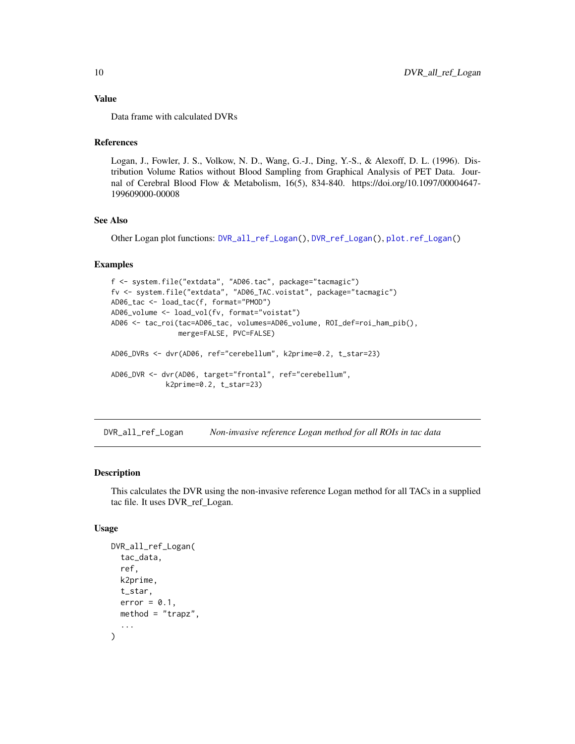### Value

Data frame with calculated DVRs

### References

Logan, J., Fowler, J. S., Volkow, N. D., Wang, G.-J., Ding, Y.-S., & Alexoff, D. L. (1996). Distribution Volume Ratios without Blood Sampling from Graphical Analysis of PET Data. Journal of Cerebral Blood Flow & Metabolism, 16(5), 834-840. https://doi.org/10.1097/00004647-199609000-00008

### See Also

Other Logan plot functions: `DVR_all_ref_Logan()`, `DVR_ref_Logan()`, `plot.ref_Logan()`

### Examples

```
f <- system.file("extdata", "AD06.tac", package="tacmagic")
fv <- system.file("extdata", "AD06_TAC.voistat", package="tacmagic")
AD06_tac <- load_tac(f, format="PMOD")
AD06_volume <- load_vol(fv, format="voistat")
AD06 <- tac_roi(tac=AD06_tac, volumes=AD06_volume, ROI_def=roi_ham_pib(),
               merge=FALSE, PVC=FALSE)

AD06_DVRs <- dvr(AD06, ref="cerebellum", k2prime=0.2, t_star=23)

AD06_DVR <- dvr(AD06, target="frontal", ref="cerebellum",
            k2prime=0.2, t_star=23)
```

## DVR_all_ref_Logan — *Non-invasive reference Logan method for all ROIs in tac data*

### Description

This calculates the DVR using the non-invasive reference Logan method for all TACs in a supplied tac file. It uses DVR_ref_Logan.

### Usage

```
DVR_all_ref_Logan(
  tac_data,
  ref,
  k2prime,
  t_star,
  error = 0.1,
  method = "trapz",
  ...
)
```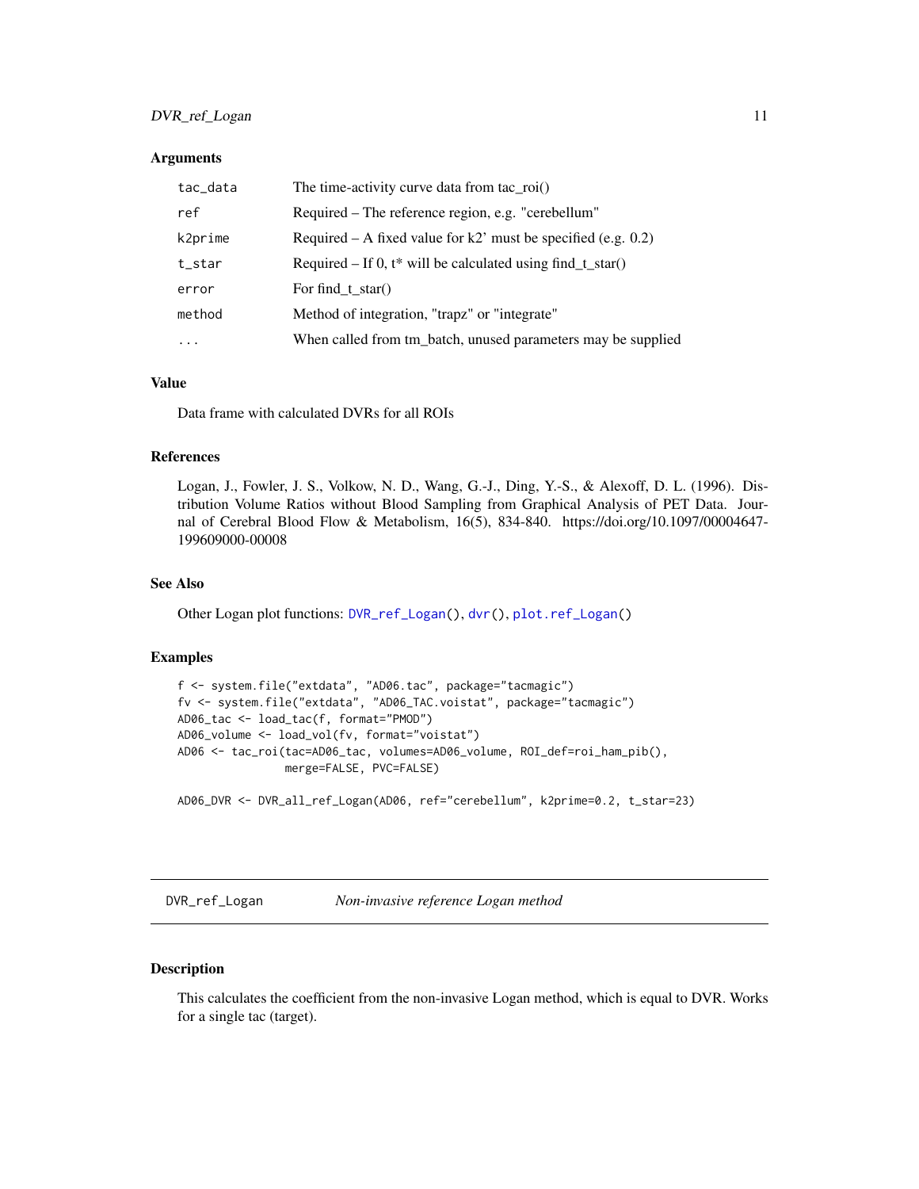### Arguments

| | |
|---|---|
| tac_data | The time-activity curve data from tac_roi() |
| ref | Required – The reference region, e.g. "cerebellum" |
| k2prime | Required – A fixed value for k2' must be specified (e.g. 0.2) |
| t_star | Required – If 0, t* will be calculated using find_t_star() |
| error | For find_t_star() |
| method | Method of integration, "trapz" or "integrate" |
| ... | When called from tm_batch, unused parameters may be supplied |

### Value

Data frame with calculated DVRs for all ROIs

### References

Logan, J., Fowler, J. S., Volkow, N. D., Wang, G.-J., Ding, Y.-S., & Alexoff, D. L. (1996). Distribution Volume Ratios without Blood Sampling from Graphical Analysis of PET Data. Journal of Cerebral Blood Flow & Metabolism, 16(5), 834-840. https://doi.org/10.1097/00004647-199609000-00008

### See Also

Other Logan plot functions: DVR_ref_Logan(), dvr(), plot.ref_Logan()

### Examples

```
f <- system.file("extdata", "AD06.tac", package="tacmagic")
fv <- system.file("extdata", "AD06_TAC.voistat", package="tacmagic")
AD06_tac <- load_tac(f, format="PMOD")
AD06_volume <- load_vol(fv, format="voistat")
AD06 <- tac_roi(tac=AD06_tac, volumes=AD06_volume, ROI_def=roi_ham_pib(),
                merge=FALSE, PVC=FALSE)

AD06_DVR <- DVR_all_ref_Logan(AD06, ref="cerebellum", k2prime=0.2, t_star=23)
```

---

## DVR_ref_Logan *Non-invasive reference Logan method*

### Description

This calculates the coefficient from the non-invasive Logan method, which is equal to DVR. Works for a single tac (target).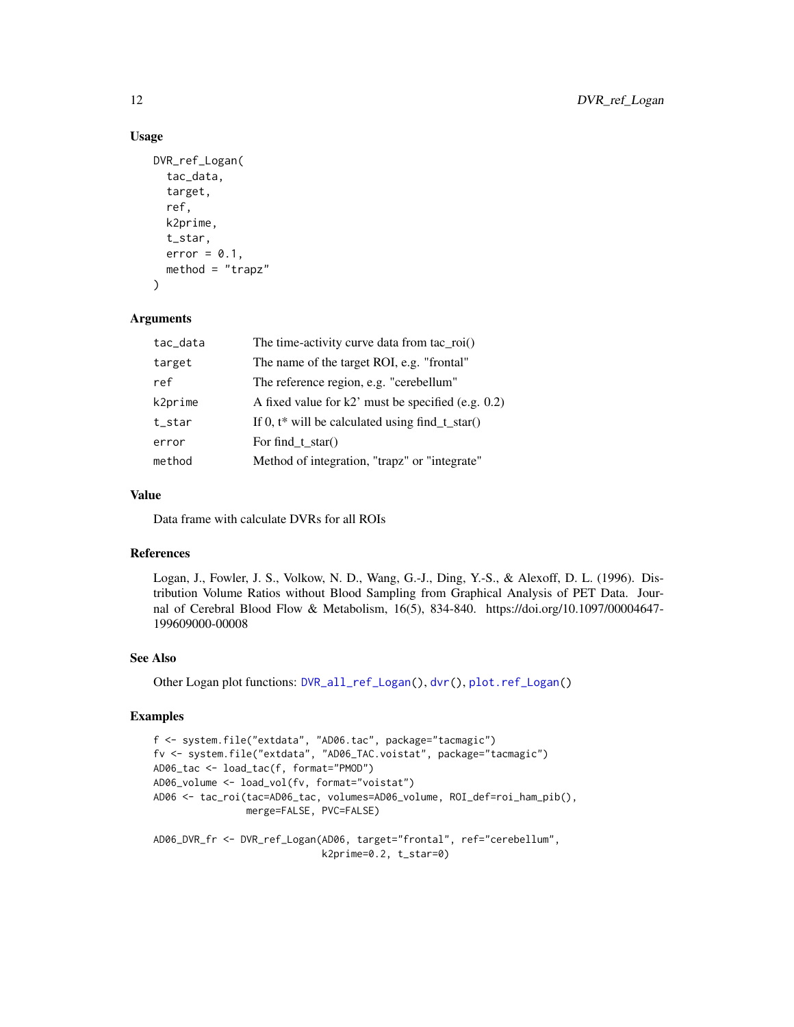### Usage

```
DVR_ref_Logan(
  tac_data,
  target,
  ref,
  k2prime,
  t_star,
  error = 0.1,
  method = "trapz"
)
```

### Arguments

| | |
|---|---|
| tac_data | The time-activity curve data from tac_roi() |
| target | The name of the target ROI, e.g. "frontal" |
| ref | The reference region, e.g. "cerebellum" |
| k2prime | A fixed value for k2' must be specified (e.g. 0.2) |
| t_star | If 0, t* will be calculated using find_t_star() |
| error | For find_t_star() |
| method | Method of integration, "trapz" or "integrate" |

### Value

Data frame with calculate DVRs for all ROIs

### References

Logan, J., Fowler, J. S., Volkow, N. D., Wang, G.-J., Ding, Y.-S., & Alexoff, D. L. (1996). Distribution Volume Ratios without Blood Sampling from Graphical Analysis of PET Data. Journal of Cerebral Blood Flow & Metabolism, 16(5), 834-840. https://doi.org/10.1097/00004647-199609000-00008

### See Also

Other Logan plot functions: DVR_all_ref_Logan(), dvr(), plot.ref_Logan()

### Examples

```
f <- system.file("extdata", "AD06.tac", package="tacmagic")
fv <- system.file("extdata", "AD06_TAC.voistat", package="tacmagic")
AD06_tac <- load_tac(f, format="PMOD")
AD06_volume <- load_vol(fv, format="voistat")
AD06 <- tac_roi(tac=AD06_tac, volumes=AD06_volume, ROI_def=roi_ham_pib(),
                merge=FALSE, PVC=FALSE)

AD06_DVR_fr <- DVR_ref_Logan(AD06, target="frontal", ref="cerebellum",
                             k2prime=0.2, t_star=0)
```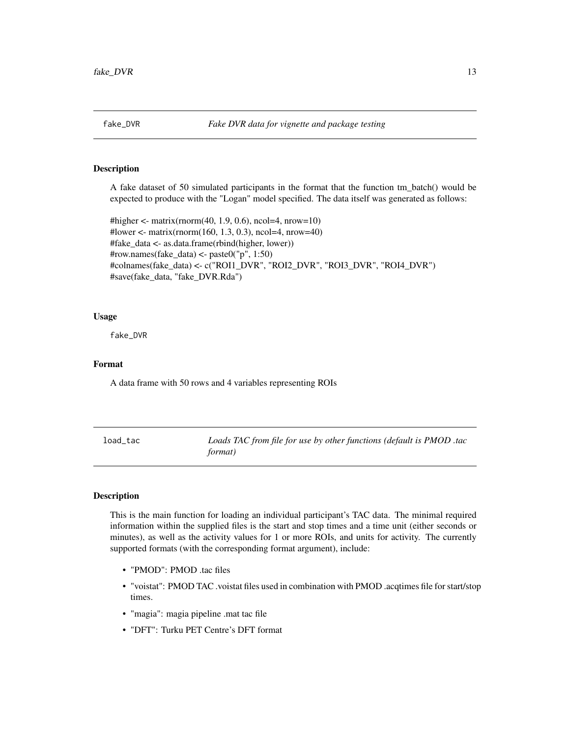## fake_DVR — *Fake DVR data for vignette and package testing*

### Description

A fake dataset of 50 simulated participants in the format that the function tm_batch() would be expected to produce with the "Logan" model specified. The data itself was generated as follows:

```
#higher <- matrix(rnorm(40, 1.9, 0.6), ncol=4, nrow=10)
#lower <- matrix(rnorm(160, 1.3, 0.3), ncol=4, nrow=40)
#fake_data <- as.data.frame(rbind(higher, lower))
#row.names(fake_data) <- paste0("p", 1:50)
#colnames(fake_data) <- c("ROI1_DVR", "ROI2_DVR", "ROI3_DVR", "ROI4_DVR")
#save(fake_data, "fake_DVR.Rda")
```

### Usage

```
fake_DVR
```

### Format

A data frame with 50 rows and 4 variables representing ROIs

## load_tac — *Loads TAC from file for use by other functions (default is PMOD .tac format)*

### Description

This is the main function for loading an individual participant's TAC data. The minimal required information within the supplied files is the start and stop times and a time unit (either seconds or minutes), as well as the activity values for 1 or more ROIs, and units for activity. The currently supported formats (with the corresponding format argument), include:

- "PMOD": PMOD .tac files
- "voistat": PMOD TAC .voistat files used in combination with PMOD .acqtimes file for start/stop times.
- "magia": magia pipeline .mat tac file
- "DFT": Turku PET Centre's DFT format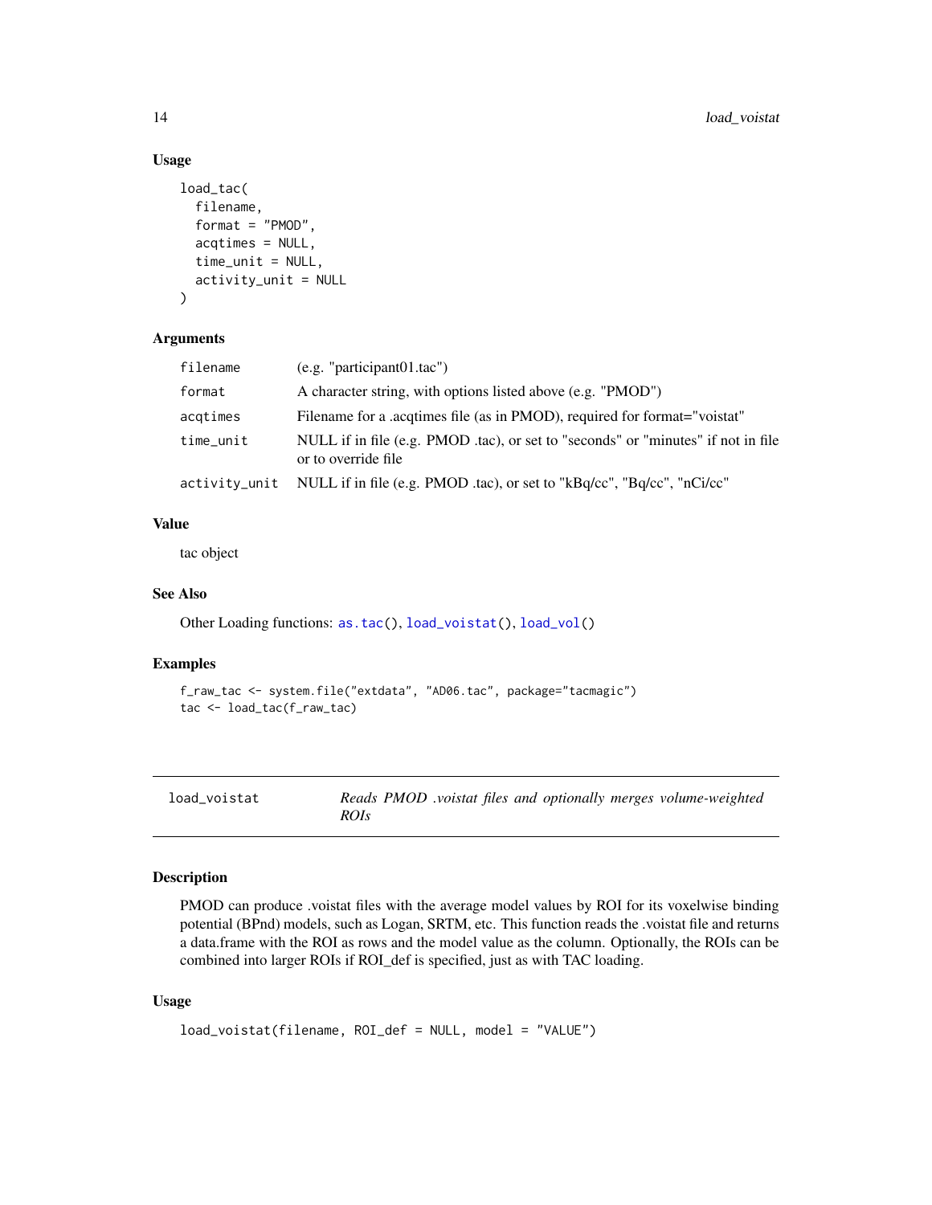### Usage

```
load_tac(
  filename,
  format = "PMOD",
  acqtimes = NULL,
  time_unit = NULL,
  activity_unit = NULL
)
```

### Arguments

| | |
|---|---|
| `filename` | (e.g. "participant01.tac") |
| `format` | A character string, with options listed above (e.g. "PMOD") |
| `acqtimes` | Filename for a .acqtimes file (as in PMOD), required for format="voistat" |
| `time_unit` | NULL if in file (e.g. PMOD .tac), or set to "seconds" or "minutes" if not in file or to override file |
| `activity_unit` | NULL if in file (e.g. PMOD .tac), or set to "kBq/cc", "Bq/cc", "nCi/cc" |

### Value

tac object

### See Also

Other Loading functions: `as.tac()`, `load_voistat()`, `load_vol()`

### Examples

```
f_raw_tac <- system.file("extdata", "AD06.tac", package="tacmagic")
tac <- load_tac(f_raw_tac)
```

---

## load_voistat — *Reads PMOD .voistat files and optionally merges volume-weighted ROIs*

### Description

PMOD can produce .voistat files with the average model values by ROI for its voxelwise binding potential (BPnd) models, such as Logan, SRTM, etc. This function reads the .voistat file and returns a data.frame with the ROI as rows and the model value as the column. Optionally, the ROIs can be combined into larger ROIs if ROI_def is specified, just as with TAC loading.

### Usage

```
load_voistat(filename, ROI_def = NULL, model = "VALUE")
```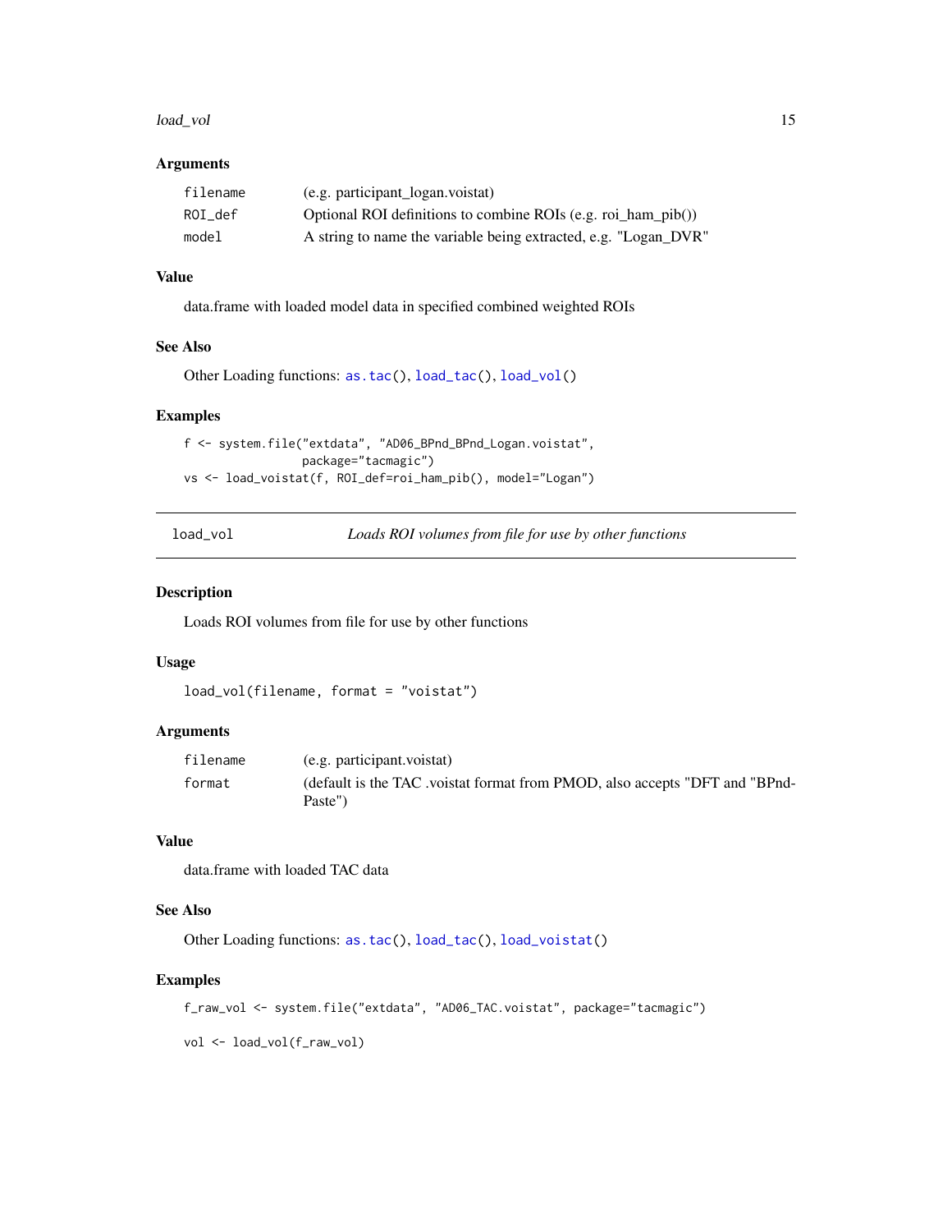### Arguments

| | |
|---|---|
| filename | (e.g. participant_logan.voistat) |
| ROI_def | Optional ROI definitions to combine ROIs (e.g. roi_ham_pib()) |
| model | A string to name the variable being extracted, e.g. "Logan_DVR" |

### Value

data.frame with loaded model data in specified combined weighted ROIs

### See Also

Other Loading functions: as.tac(), load_tac(), load_vol()

### Examples

```
f <- system.file("extdata", "AD06_BPnd_BPnd_Logan.voistat",
                 package="tacmagic")
vs <- load_voistat(f, ROI_def=roi_ham_pib(), model="Logan")
```

---

## load_vol — *Loads ROI volumes from file for use by other functions*

---

### Description

Loads ROI volumes from file for use by other functions

### Usage

```
load_vol(filename, format = "voistat")
```

### Arguments

| | |
|---|---|
| filename | (e.g. participant.voistat) |
| format | (default is the TAC .voistat format from PMOD, also accepts "DFT and "BPnd-Paste") |

### Value

data.frame with loaded TAC data

### See Also

Other Loading functions: as.tac(), load_tac(), load_voistat()

### Examples

```
f_raw_vol <- system.file("extdata", "AD06_TAC.voistat", package="tacmagic")

vol <- load_vol(f_raw_vol)
```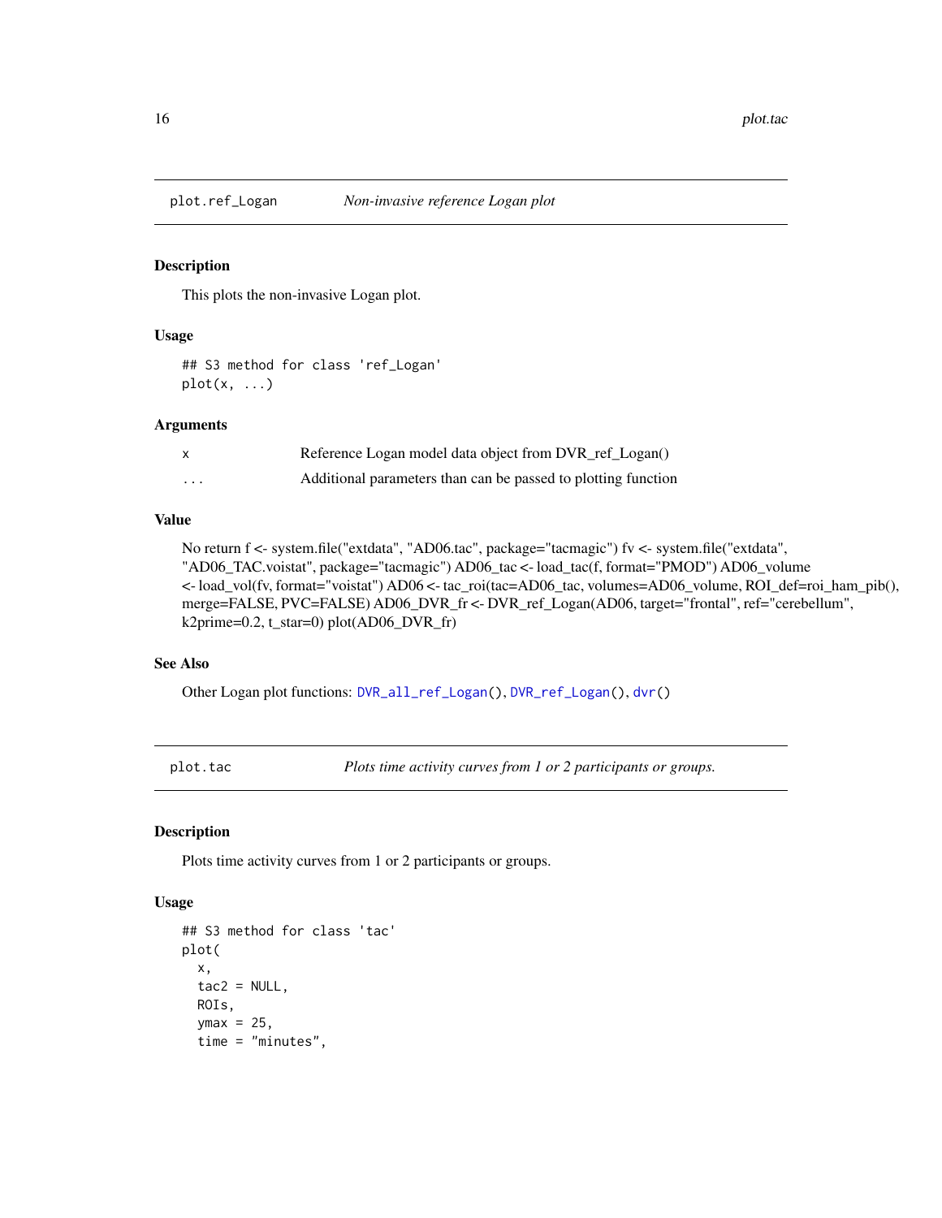## plot.ref_Logan — *Non-invasive reference Logan plot*

### Description

This plots the non-invasive Logan plot.

### Usage

```
## S3 method for class 'ref_Logan'
plot(x, ...)
```

### Arguments

| | |
|---|---|
| x | Reference Logan model data object from DVR_ref_Logan() |
| ... | Additional parameters than can be passed to plotting function |

### Value

No return f <- system.file("extdata", "AD06.tac", package="tacmagic") fv <- system.file("extdata", "AD06_TAC.voistat", package="tacmagic") AD06_tac <- load_tac(f, format="PMOD") AD06_volume <- load_vol(fv, format="voistat") AD06 <- tac_roi(tac=AD06_tac, volumes=AD06_volume, ROI_def=roi_ham_pib(), merge=FALSE, PVC=FALSE) AD06_DVR_fr <- DVR_ref_Logan(AD06, target="frontal", ref="cerebellum", k2prime=0.2, t_star=0) plot(AD06_DVR_fr)

### See Also

Other Logan plot functions: DVR_all_ref_Logan(), DVR_ref_Logan(), dvr()

## plot.tac — *Plots time activity curves from 1 or 2 participants or groups.*

### Description

Plots time activity curves from 1 or 2 participants or groups.

### Usage

```
## S3 method for class 'tac'
plot(
  x,
  tac2 = NULL,
  ROIs,
  ymax = 25,
  time = "minutes",
```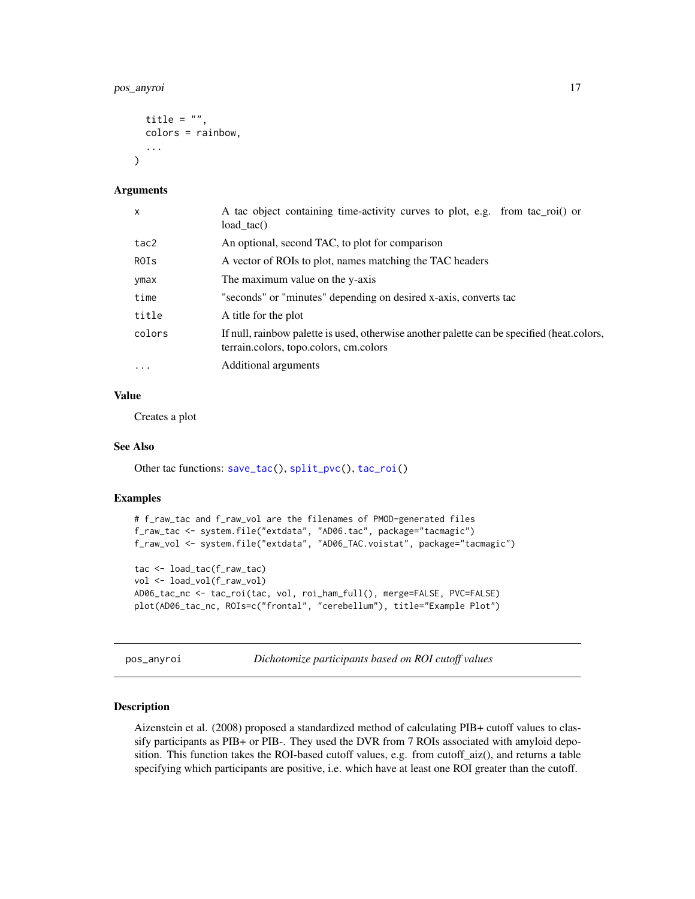```
  title = "",
  colors = rainbow,
  ...
)
```

### Arguments

| | |
|---|---|
| x | A tac object containing time-activity curves to plot, e.g. from tac_roi() or load_tac() |
| tac2 | An optional, second TAC, to plot for comparison |
| ROIs | A vector of ROIs to plot, names matching the TAC headers |
| ymax | The maximum value on the y-axis |
| time | "seconds" or "minutes" depending on desired x-axis, converts tac |
| title | A title for the plot |
| colors | If null, rainbow palette is used, otherwise another palette can be specified (heat.colors, terrain.colors, topo.colors, cm.colors |
| ... | Additional arguments |

### Value

Creates a plot

### See Also

Other tac functions: save_tac(), split_pvc(), tac_roi()

### Examples

```
# f_raw_tac and f_raw_vol are the filenames of PMOD-generated files
f_raw_tac <- system.file("extdata", "AD06.tac", package="tacmagic")
f_raw_vol <- system.file("extdata", "AD06_TAC.voistat", package="tacmagic")

tac <- load_tac(f_raw_tac)
vol <- load_vol(f_raw_vol)
AD06_tac_nc <- tac_roi(tac, vol, roi_ham_full(), merge=FALSE, PVC=FALSE)
plot(AD06_tac_nc, ROIs=c("frontal", "cerebellum"), title="Example Plot")
```

---

## pos_anyroi — *Dichotomize participants based on ROI cutoff values*

---

### Description

Aizenstein et al. (2008) proposed a standardized method of calculating PIB+ cutoff values to classify participants as PIB+ or PIB-. They used the DVR from 7 ROIs associated with amyloid deposition. This function takes the ROI-based cutoff values, e.g. from cutoff_aiz(), and returns a table specifying which participants are positive, i.e. which have at least one ROI greater than the cutoff.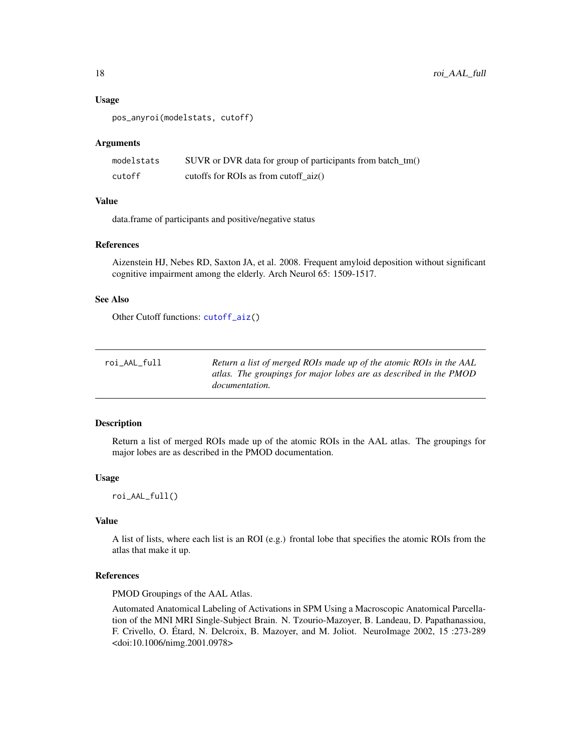### Usage

```
pos_anyroi(modelstats, cutoff)
```

### Arguments

| | |
|---|---|
| modelstats | SUVR or DVR data for group of participants from batch_tm() |
| cutoff | cutoffs for ROIs as from cutoff_aiz() |

### Value

data.frame of participants and positive/negative status

### References

Aizenstein HJ, Nebes RD, Saxton JA, et al. 2008. Frequent amyloid deposition without significant cognitive impairment among the elderly. Arch Neurol 65: 1509-1517.

### See Also

Other Cutoff functions: cutoff_aiz()

---

## roi_AAL_full — *Return a list of merged ROIs made up of the atomic ROIs in the AAL atlas. The groupings for major lobes are as described in the PMOD documentation.*

---

### Description

Return a list of merged ROIs made up of the atomic ROIs in the AAL atlas. The groupings for major lobes are as described in the PMOD documentation.

### Usage

```
roi_AAL_full()
```

### Value

A list of lists, where each list is an ROI (e.g.) frontal lobe that specifies the atomic ROIs from the atlas that make it up.

### References

PMOD Groupings of the AAL Atlas.

Automated Anatomical Labeling of Activations in SPM Using a Macroscopic Anatomical Parcellation of the MNI MRI Single-Subject Brain. N. Tzourio-Mazoyer, B. Landeau, D. Papathanassiou, F. Crivello, O. Étard, N. Delcroix, B. Mazoyer, and M. Joliot. NeuroImage 2002, 15 :273-289 <doi:10.1006/nimg.2001.0978>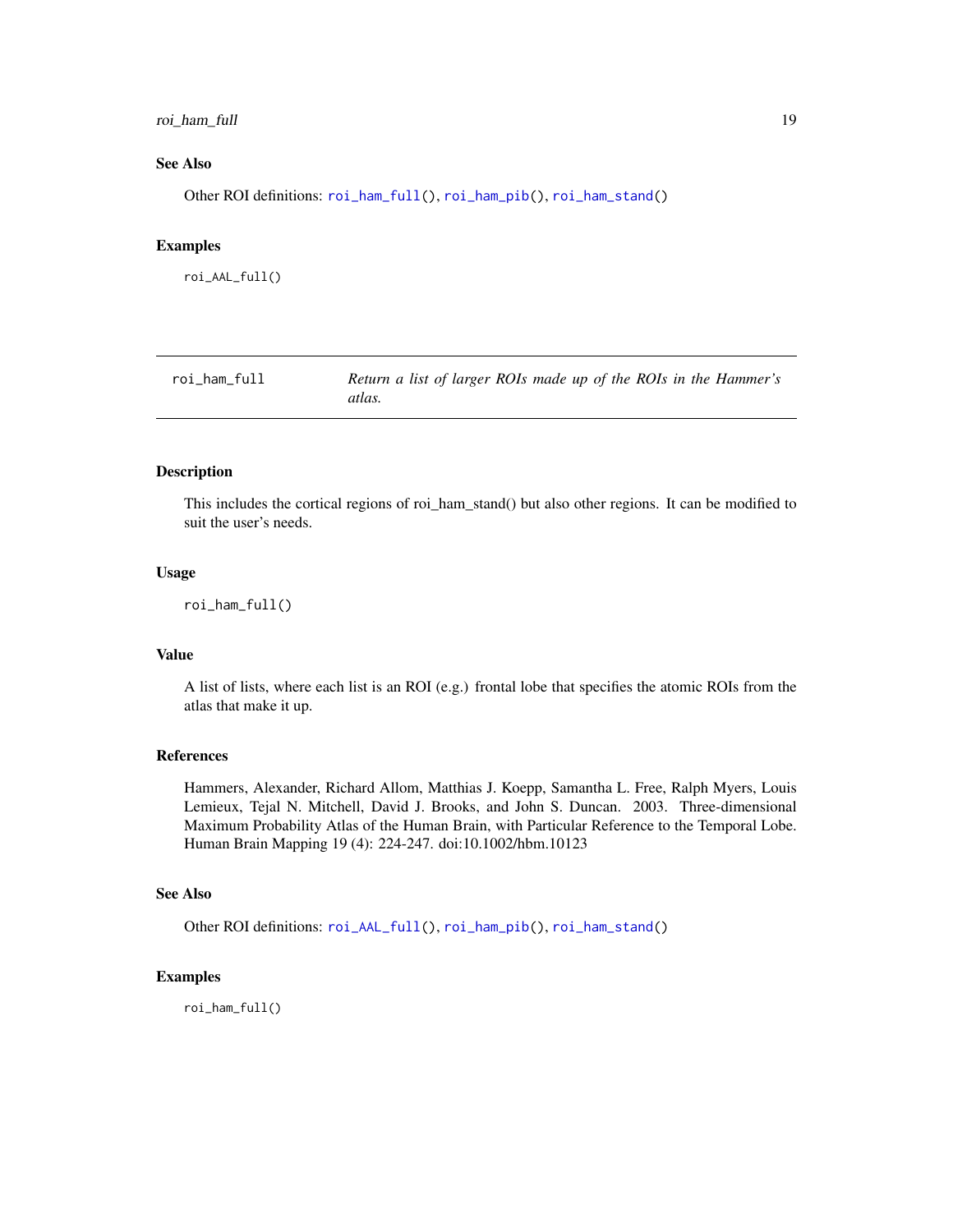## See Also

Other ROI definitions: `roi_ham_full()`, `roi_ham_pib()`, `roi_ham_stand()`

## Examples

```
roi_AAL_full()
```

---

# roi_ham_full &nbsp;&nbsp;&nbsp; *Return a list of larger ROIs made up of the ROIs in the Hammer's atlas.*

---

## Description

This includes the cortical regions of roi_ham_stand() but also other regions. It can be modified to suit the user's needs.

## Usage

```
roi_ham_full()
```

## Value

A list of lists, where each list is an ROI (e.g.) frontal lobe that specifies the atomic ROIs from the atlas that make it up.

## References

Hammers, Alexander, Richard Allom, Matthias J. Koepp, Samantha L. Free, Ralph Myers, Louis Lemieux, Tejal N. Mitchell, David J. Brooks, and John S. Duncan. 2003. Three-dimensional Maximum Probability Atlas of the Human Brain, with Particular Reference to the Temporal Lobe. Human Brain Mapping 19 (4): 224-247. doi:10.1002/hbm.10123

## See Also

Other ROI definitions: `roi_AAL_full()`, `roi_ham_pib()`, `roi_ham_stand()`

## Examples

```
roi_ham_full()
```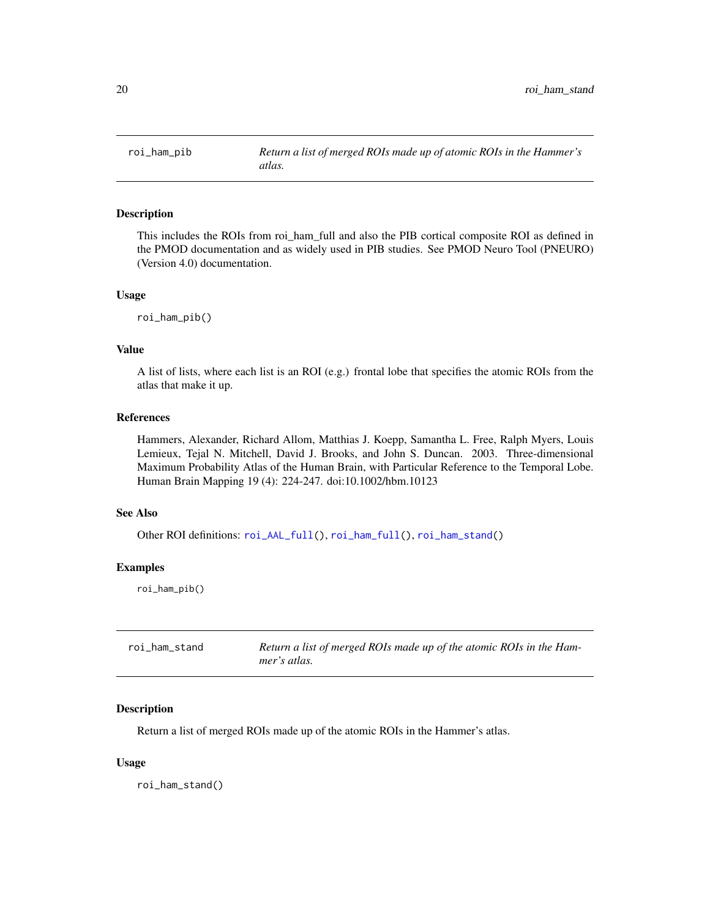## roi_ham_pib

*Return a list of merged ROIs made up of atomic ROIs in the Hammer's atlas.*

### Description

This includes the ROIs from roi_ham_full and also the PIB cortical composite ROI as defined in the PMOD documentation and as widely used in PIB studies. See PMOD Neuro Tool (PNEURO) (Version 4.0) documentation.

### Usage

```
roi_ham_pib()
```

### Value

A list of lists, where each list is an ROI (e.g.) frontal lobe that specifies the atomic ROIs from the atlas that make it up.

### References

Hammers, Alexander, Richard Allom, Matthias J. Koepp, Samantha L. Free, Ralph Myers, Louis Lemieux, Tejal N. Mitchell, David J. Brooks, and John S. Duncan. 2003. Three-dimensional Maximum Probability Atlas of the Human Brain, with Particular Reference to the Temporal Lobe. Human Brain Mapping 19 (4): 224-247. doi:10.1002/hbm.10123

### See Also

Other ROI definitions: roi_AAL_full(), roi_ham_full(), roi_ham_stand()

### Examples

```
roi_ham_pib()
```

## roi_ham_stand

*Return a list of merged ROIs made up of the atomic ROIs in the Hammer's atlas.*

### Description

Return a list of merged ROIs made up of the atomic ROIs in the Hammer's atlas.

### Usage

```
roi_ham_stand()
```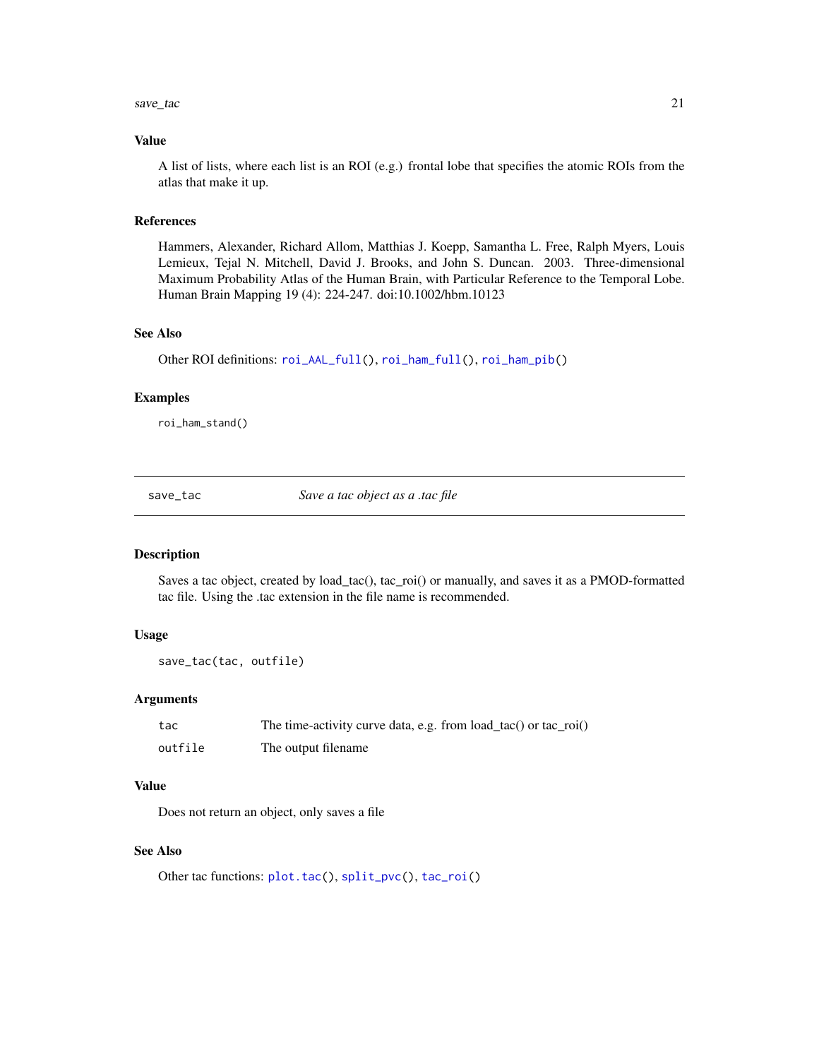### Value

A list of lists, where each list is an ROI (e.g.) frontal lobe that specifies the atomic ROIs from the atlas that make it up.

### References

Hammers, Alexander, Richard Allom, Matthias J. Koepp, Samantha L. Free, Ralph Myers, Louis Lemieux, Tejal N. Mitchell, David J. Brooks, and John S. Duncan. 2003. Three-dimensional Maximum Probability Atlas of the Human Brain, with Particular Reference to the Temporal Lobe. Human Brain Mapping 19 (4): 224-247. doi:10.1002/hbm.10123

### See Also

Other ROI definitions: `roi_AAL_full()`, `roi_ham_full()`, `roi_ham_pib()`

### Examples

```
roi_ham_stand()
```

---

## save_tac — *Save a tac object as a .tac file*

---

### Description

Saves a tac object, created by load_tac(), tac_roi() or manually, and saves it as a PMOD-formatted tac file. Using the .tac extension in the file name is recommended.

### Usage

```
save_tac(tac, outfile)
```

### Arguments

| | |
|---|---|
| `tac` | The time-activity curve data, e.g. from load_tac() or tac_roi() |
| `outfile` | The output filename |

### Value

Does not return an object, only saves a file

### See Also

Other tac functions: `plot.tac()`, `split_pvc()`, `tac_roi()`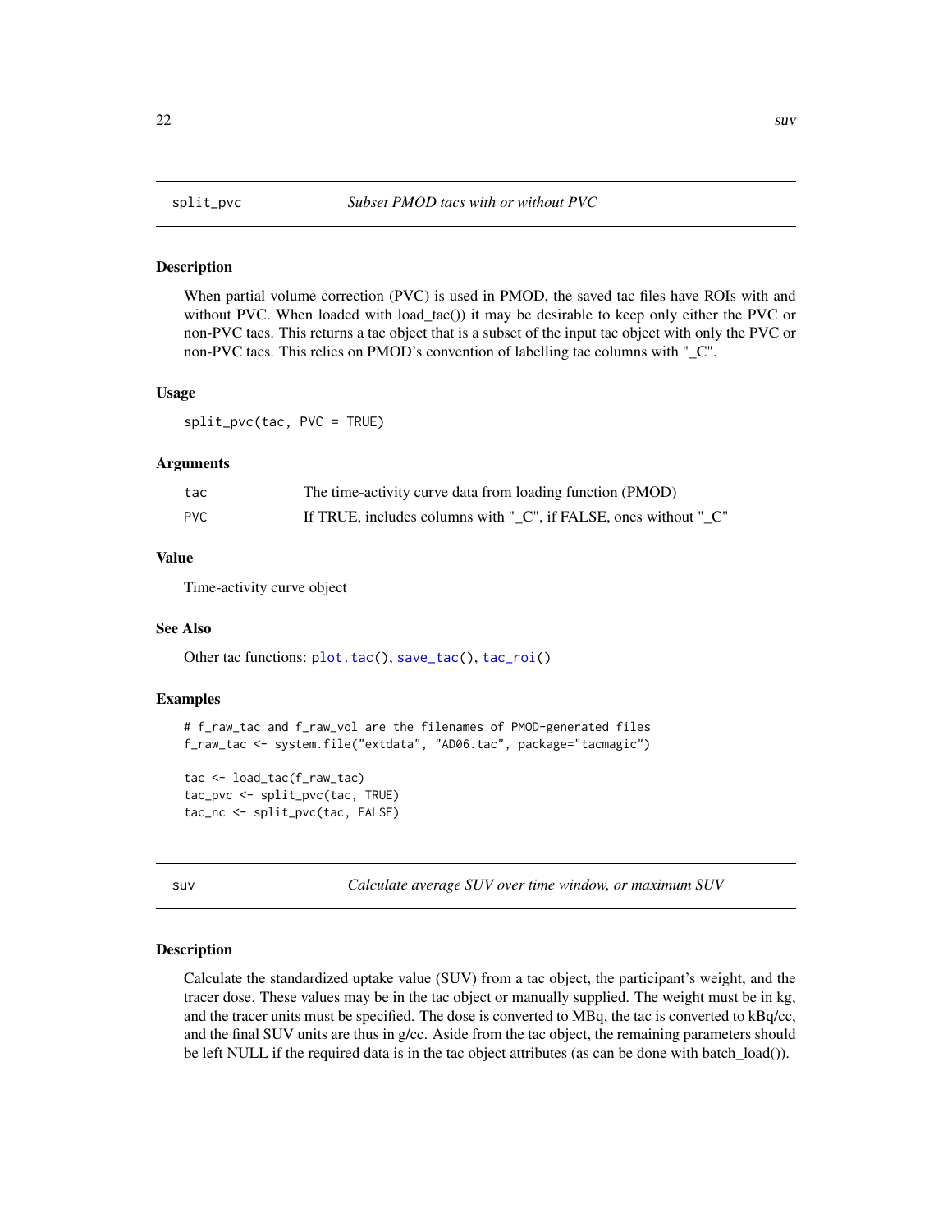## split_pvc — *Subset PMOD tacs with or without PVC*

### Description

When partial volume correction (PVC) is used in PMOD, the saved tac files have ROIs with and without PVC. When loaded with load_tac()) it may be desirable to keep only either the PVC or non-PVC tacs. This returns a tac object that is a subset of the input tac object with only the PVC or non-PVC tacs. This relies on PMOD's convention of labelling tac columns with "_C".

### Usage

```
split_pvc(tac, PVC = TRUE)
```

### Arguments

| | |
|---|---|
| tac | The time-activity curve data from loading function (PMOD) |
| PVC | If TRUE, includes columns with "_C", if FALSE, ones without "_C" |

### Value

Time-activity curve object

### See Also

Other tac functions: plot.tac(), save_tac(), tac_roi()

### Examples

```
# f_raw_tac and f_raw_vol are the filenames of PMOD-generated files
f_raw_tac <- system.file("extdata", "AD06.tac", package="tacmagic")

tac <- load_tac(f_raw_tac)
tac_pvc <- split_pvc(tac, TRUE)
tac_nc <- split_pvc(tac, FALSE)
```

## suv — *Calculate average SUV over time window, or maximum SUV*

### Description

Calculate the standardized uptake value (SUV) from a tac object, the participant's weight, and the tracer dose. These values may be in the tac object or manually supplied. The weight must be in kg, and the tracer units must be specified. The dose is converted to MBq, the tac is converted to kBq/cc, and the final SUV units are thus in g/cc. Aside from the tac object, the remaining parameters should be left NULL if the required data is in the tac object attributes (as can be done with batch_load()).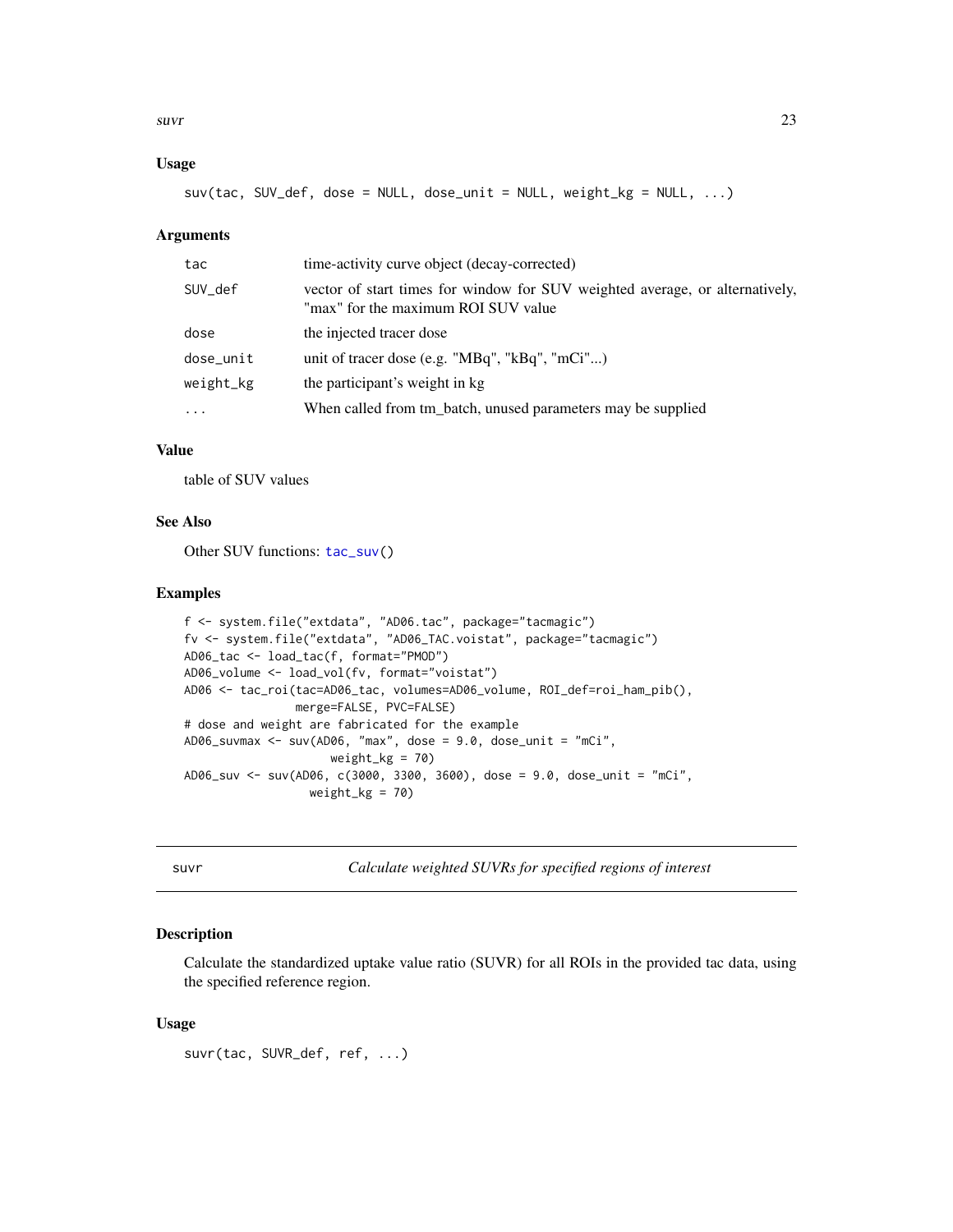### Usage

```
suv(tac, SUV_def, dose = NULL, dose_unit = NULL, weight_kg = NULL, ...)
```

### Arguments

| | |
|---|---|
| tac | time-activity curve object (decay-corrected) |
| SUV_def | vector of start times for window for SUV weighted average, or alternatively, "max" for the maximum ROI SUV value |
| dose | the injected tracer dose |
| dose_unit | unit of tracer dose (e.g. "MBq", "kBq", "mCi"...) |
| weight_kg | the participant's weight in kg |
| ... | When called from tm_batch, unused parameters may be supplied |

### Value

table of SUV values

### See Also

Other SUV functions: tac_suv()

### Examples

```
f <- system.file("extdata", "AD06.tac", package="tacmagic")
fv <- system.file("extdata", "AD06_TAC.voistat", package="tacmagic")
AD06_tac <- load_tac(f, format="PMOD")
AD06_volume <- load_vol(fv, format="voistat")
AD06 <- tac_roi(tac=AD06_tac, volumes=AD06_volume, ROI_def=roi_ham_pib(),
                merge=FALSE, PVC=FALSE)
# dose and weight are fabricated for the example
AD06_suvmax <- suv(AD06, "max", dose = 9.0, dose_unit = "mCi",
                   weight_kg = 70)
AD06_suv <- suv(AD06, c(3000, 3300, 3600), dose = 9.0, dose_unit = "mCi",
                weight_kg = 70)
```

---

## suvr — *Calculate weighted SUVRs for specified regions of interest*

### Description

Calculate the standardized uptake value ratio (SUVR) for all ROIs in the provided tac data, using the specified reference region.

### Usage

```
suvr(tac, SUVR_def, ref, ...)
```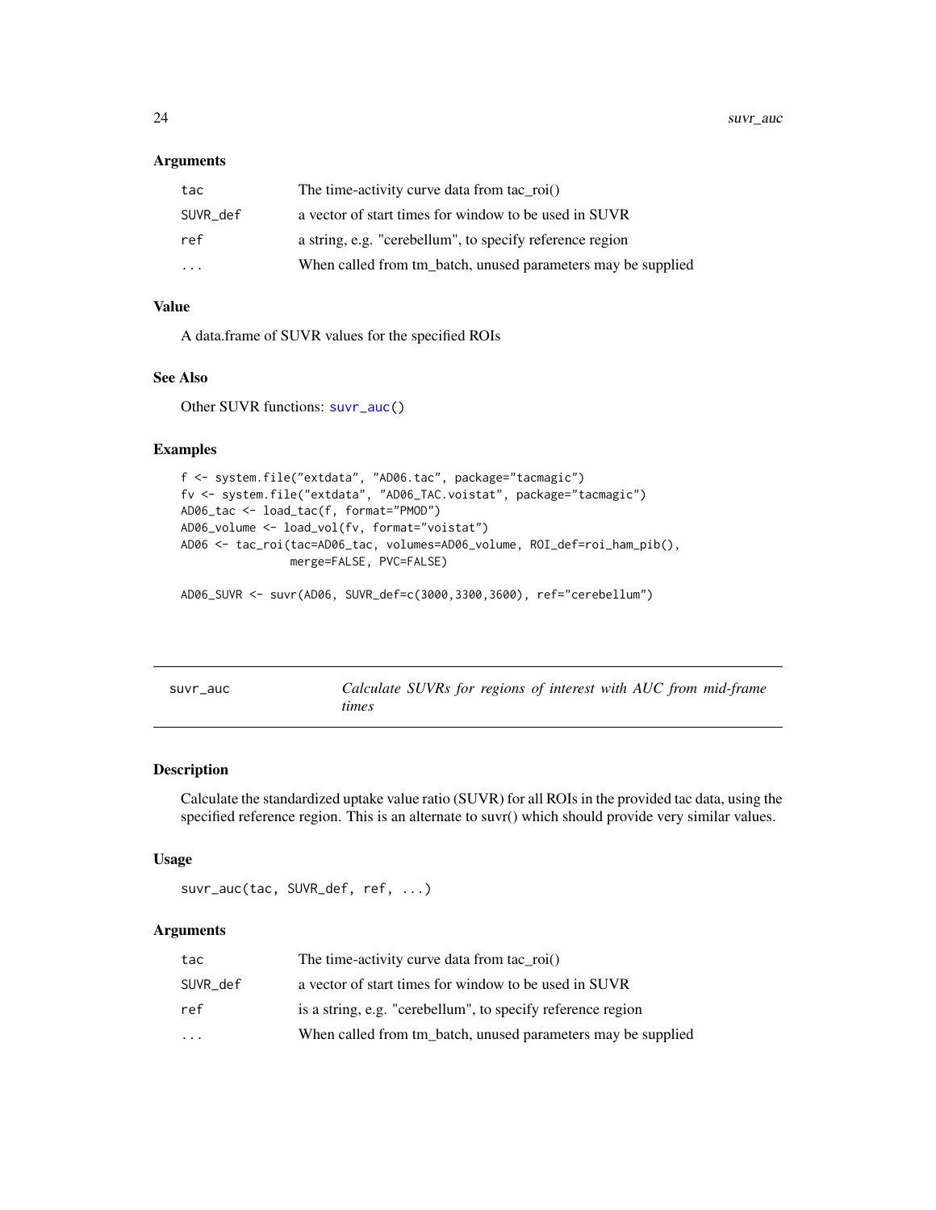### Arguments

| | |
|---|---|
| tac | The time-activity curve data from tac_roi() |
| SUVR_def | a vector of start times for window to be used in SUVR |
| ref | a string, e.g. "cerebellum", to specify reference region |
| ... | When called from tm_batch, unused parameters may be supplied |

### Value

A data.frame of SUVR values for the specified ROIs

### See Also

Other SUVR functions: suvr_auc()

### Examples

```
f <- system.file("extdata", "AD06.tac", package="tacmagic")
fv <- system.file("extdata", "AD06_TAC.voistat", package="tacmagic")
AD06_tac <- load_tac(f, format="PMOD")
AD06_volume <- load_vol(fv, format="voistat")
AD06 <- tac_roi(tac=AD06_tac, volumes=AD06_volume, ROI_def=roi_ham_pib(),
                merge=FALSE, PVC=FALSE)

AD06_SUVR <- suvr(AD06, SUVR_def=c(3000,3300,3600), ref="cerebellum")
```

---

## suvr_auc — *Calculate SUVRs for regions of interest with AUC from mid-frame times*

### Description

Calculate the standardized uptake value ratio (SUVR) for all ROIs in the provided tac data, using the specified reference region. This is an alternate to suvr() which should provide very similar values.

### Usage

```
suvr_auc(tac, SUVR_def, ref, ...)
```

### Arguments

| | |
|---|---|
| tac | The time-activity curve data from tac_roi() |
| SUVR_def | a vector of start times for window to be used in SUVR |
| ref | is a string, e.g. "cerebellum", to specify reference region |
| ... | When called from tm_batch, unused parameters may be supplied |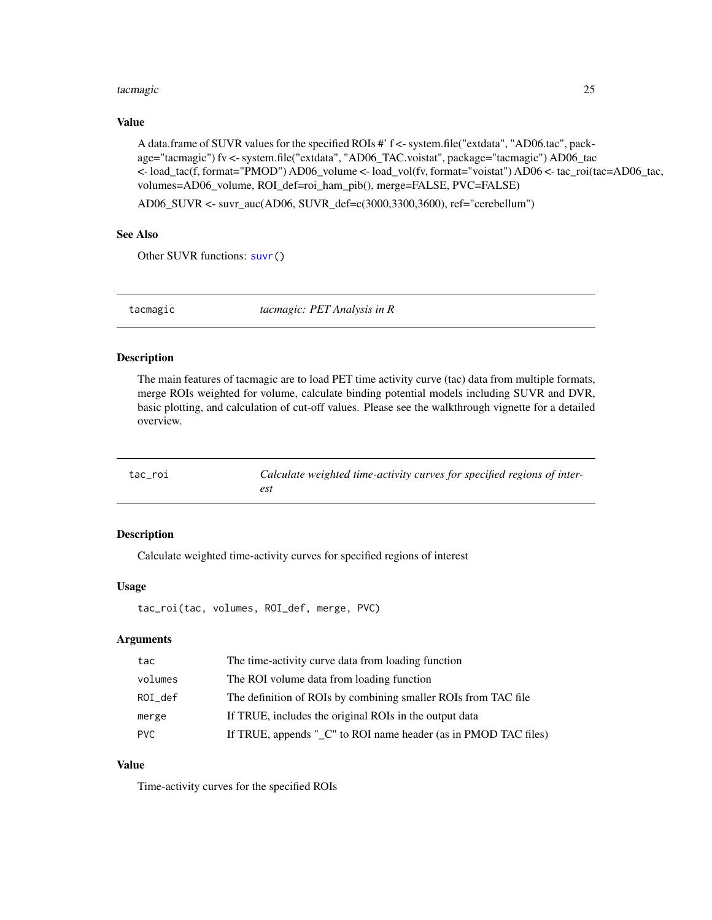### Value

A data.frame of SUVR values for the specified ROIs #' f <- system.file("extdata", "AD06.tac", package="tacmagic") fv <- system.file("extdata", "AD06_TAC.voistat", package="tacmagic") AD06_tac <- load_tac(f, format="PMOD") AD06_volume <- load_vol(fv, format="voistat") AD06 <- tac_roi(tac=AD06_tac, volumes=AD06_volume, ROI_def=roi_ham_pib(), merge=FALSE, PVC=FALSE)

AD06_SUVR <- suvr_auc(AD06, SUVR_def=c(3000,3300,3600), ref="cerebellum")

### See Also

Other SUVR functions: `suvr()`

---

## tacmagic — *tacmagic: PET Analysis in R*

### Description

The main features of tacmagic are to load PET time activity curve (tac) data from multiple formats, merge ROIs weighted for volume, calculate binding potential models including SUVR and DVR, basic plotting, and calculation of cut-off values. Please see the walkthrough vignette for a detailed overview.

---

## tac_roi — *Calculate weighted time-activity curves for specified regions of interest*

### Description

Calculate weighted time-activity curves for specified regions of interest

### Usage

```
tac_roi(tac, volumes, ROI_def, merge, PVC)
```

### Arguments

| | |
|---|---|
| `tac` | The time-activity curve data from loading function |
| `volumes` | The ROI volume data from loading function |
| `ROI_def` | The definition of ROIs by combining smaller ROIs from TAC file |
| `merge` | If TRUE, includes the original ROIs in the output data |
| `PVC` | If TRUE, appends "_C" to ROI name header (as in PMOD TAC files) |

### Value

Time-activity curves for the specified ROIs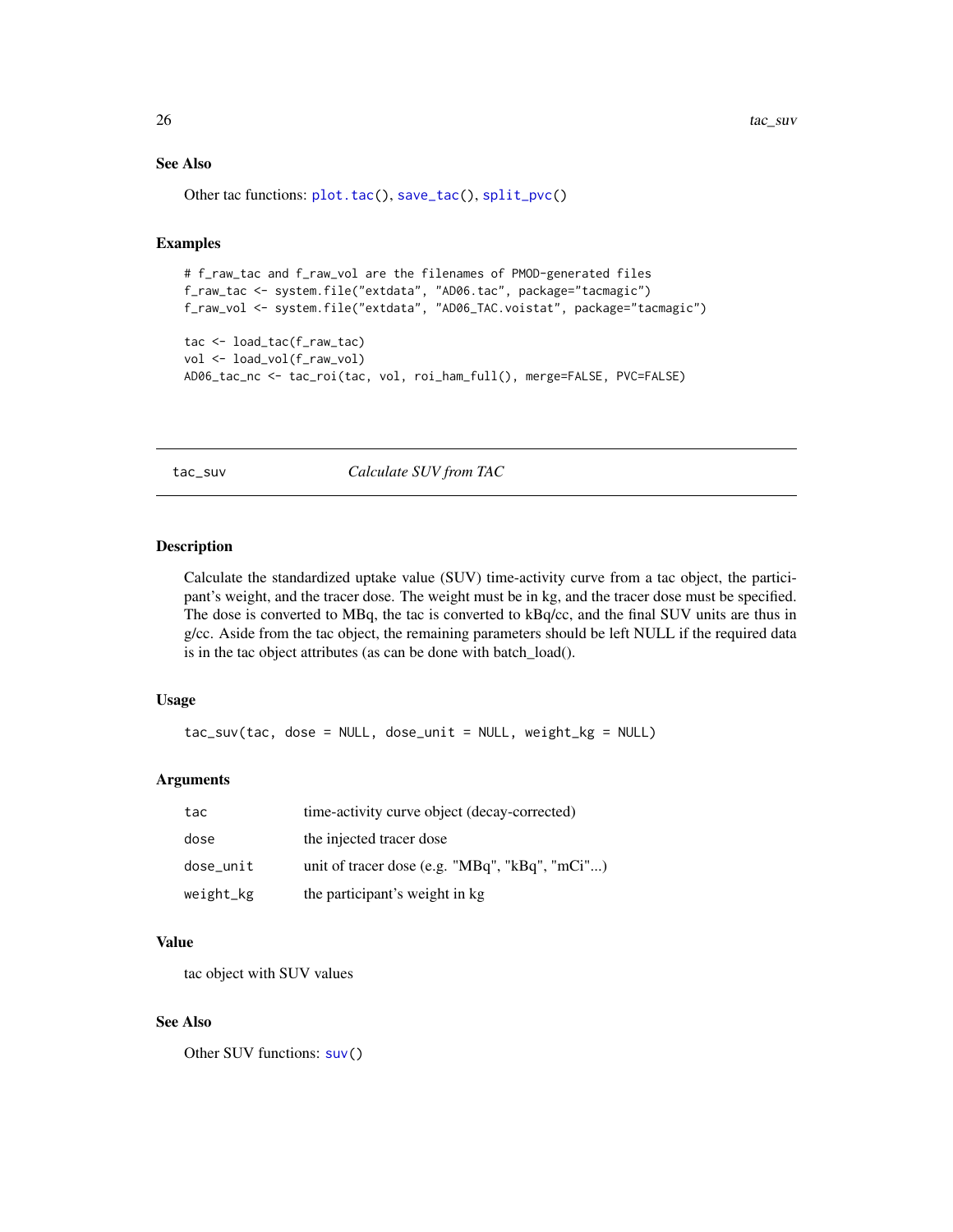## See Also

Other tac functions: plot.tac(), save_tac(), split_pvc()

## Examples

```
# f_raw_tac and f_raw_vol are the filenames of PMOD-generated files
f_raw_tac <- system.file("extdata", "AD06.tac", package="tacmagic")
f_raw_vol <- system.file("extdata", "AD06_TAC.voistat", package="tacmagic")

tac <- load_tac(f_raw_tac)
vol <- load_vol(f_raw_vol)
AD06_tac_nc <- tac_roi(tac, vol, roi_ham_full(), merge=FALSE, PVC=FALSE)
```

---

# tac_suv *Calculate SUV from TAC*

## Description

Calculate the standardized uptake value (SUV) time-activity curve from a tac object, the participant's weight, and the tracer dose. The weight must be in kg, and the tracer dose must be specified. The dose is converted to MBq, the tac is converted to kBq/cc, and the final SUV units are thus in g/cc. Aside from the tac object, the remaining parameters should be left NULL if the required data is in the tac object attributes (as can be done with batch_load().

## Usage

```
tac_suv(tac, dose = NULL, dose_unit = NULL, weight_kg = NULL)
```

## Arguments

| | |
|---|---|
| tac | time-activity curve object (decay-corrected) |
| dose | the injected tracer dose |
| dose_unit | unit of tracer dose (e.g. "MBq", "kBq", "mCi"...) |
| weight_kg | the participant's weight in kg |

## Value

tac object with SUV values

## See Also

Other SUV functions: suv()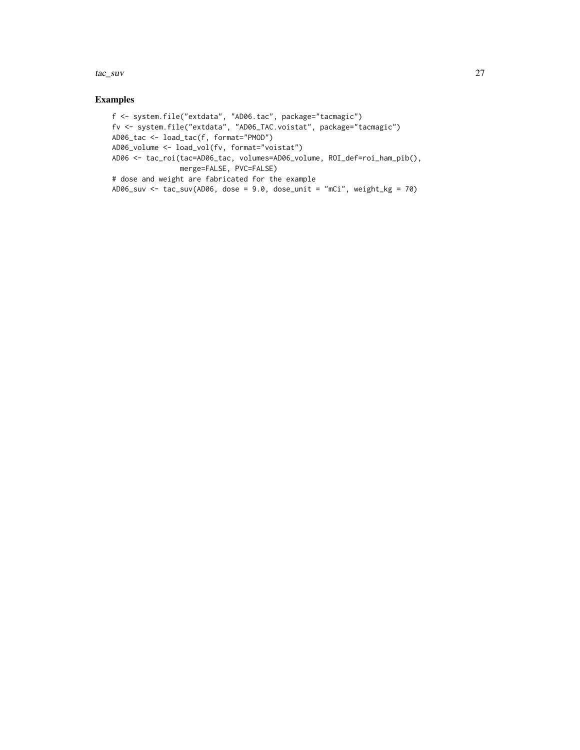## Examples

```
f <- system.file("extdata", "AD06.tac", package="tacmagic")
fv <- system.file("extdata", "AD06_TAC.voistat", package="tacmagic")
AD06_tac <- load_tac(f, format="PMOD")
AD06_volume <- load_vol(fv, format="voistat")
AD06 <- tac_roi(tac=AD06_tac, volumes=AD06_volume, ROI_def=roi_ham_pib(),
               merge=FALSE, PVC=FALSE)
# dose and weight are fabricated for the example
AD06_suv <- tac_suv(AD06, dose = 9.0, dose_unit = "mCi", weight_kg = 70)
```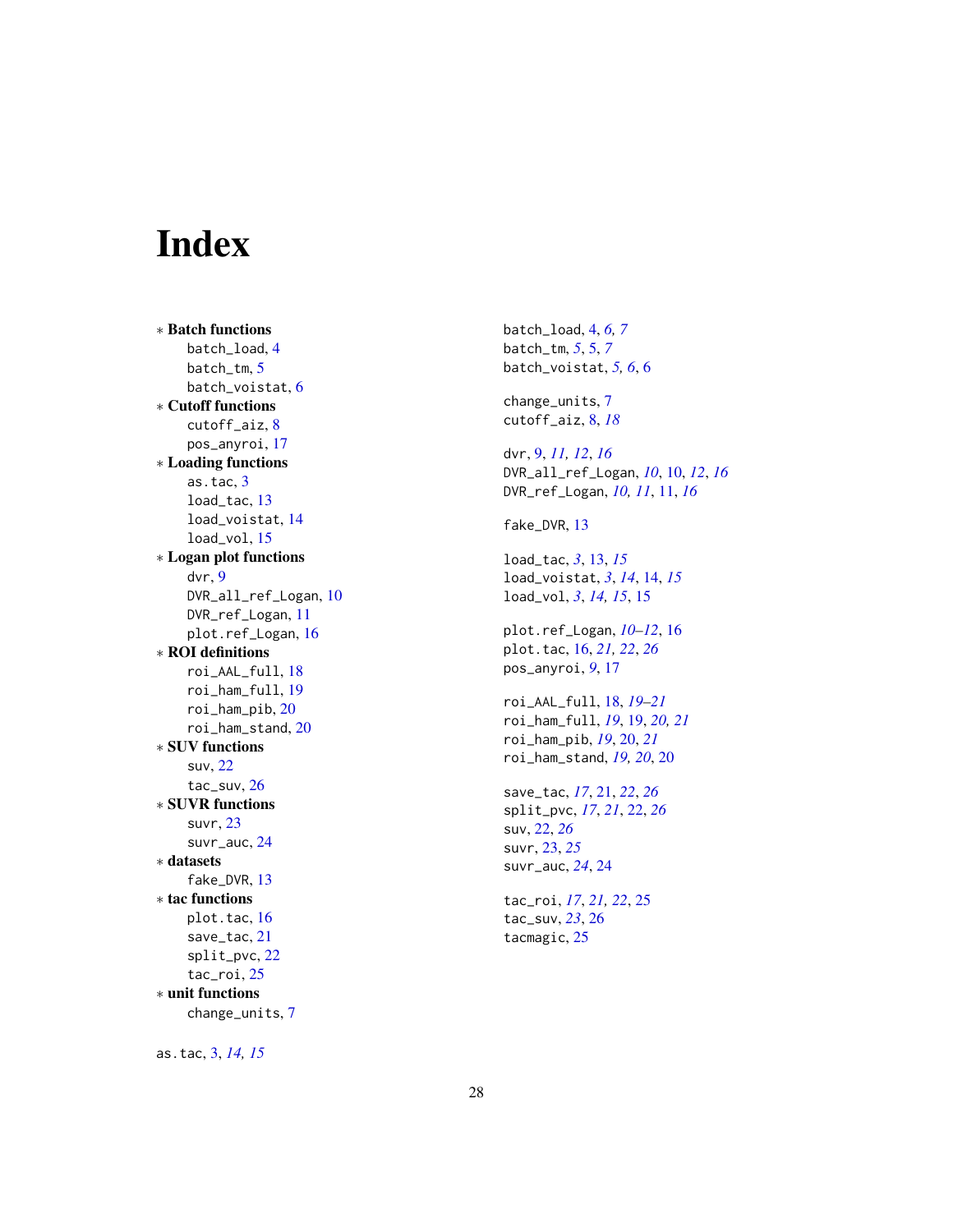# Index

∗ **Batch functions**
- batch_load, 4
- batch_tm, 5
- batch_voistat, 6

∗ **Cutoff functions**
- cutoff_aiz, 8
- pos_anyroi, 17

∗ **Loading functions**
- as.tac, 3
- load_tac, 13
- load_voistat, 14
- load_vol, 15

∗ **Logan plot functions**
- dvr, 9
- DVR_all_ref_Logan, 10
- DVR_ref_Logan, 11
- plot.ref_Logan, 16

∗ **ROI definitions**
- roi_AAL_full, 18
- roi_ham_full, 19
- roi_ham_pib, 20
- roi_ham_stand, 20

∗ **SUV functions**
- suv, 22
- tac_suv, 26

∗ **SUVR functions**
- suvr, 23
- suvr_auc, 24

∗ **datasets**
- fake_DVR, 13

∗ **tac functions**
- plot.tac, 16
- save_tac, 21
- split_pvc, 22
- tac_roi, 25

∗ **unit functions**
- change_units, 7

as.tac, 3, *14, 15*

batch_load, 4, *6, 7*
batch_tm, *5*, 5, *7*
batch_voistat, *5, 6*, 6

change_units, 7
cutoff_aiz, 8, *18*

dvr, 9, *11, 12*, *16*
DVR_all_ref_Logan, *10*, 10, *12*, *16*
DVR_ref_Logan, *10, 11*, 11, *16*

fake_DVR, 13

load_tac, *3*, 13, *15*
load_voistat, *3*, *14*, 14, *15*
load_vol, *3*, *14, 15*, 15

plot.ref_Logan, *10–12*, 16
plot.tac, 16, *21, 22*, *26*
pos_anyroi, *9*, 17

roi_AAL_full, 18, *19–21*
roi_ham_full, *19*, 19, *20, 21*
roi_ham_pib, *19*, 20, *21*
roi_ham_stand, *19, 20*, 20

save_tac, *17*, 21, *22*, *26*
split_pvc, *17*, *21*, 22, *26*
suv, 22, *26*
suvr, 23, *25*
suvr_auc, *24*, 24

tac_roi, *17*, *21, 22*, 25
tac_suv, *23*, 26
tacmagic, 25